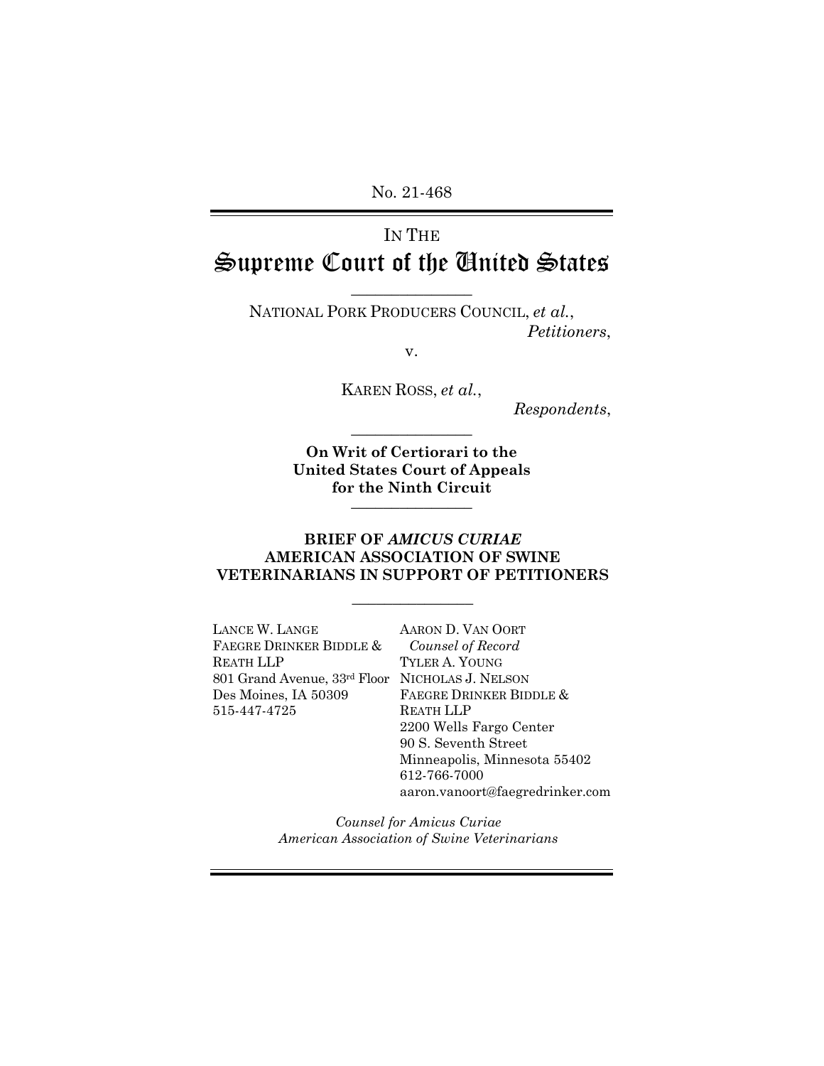No. 21-468

IN THE

# Supreme Court of the United States

---

NATIONAL PORK PRODUCERS COUNCIL, *et al.*,
*Petitioners*,

v.

KAREN ROSS, *et al.*,
*Respondents*,

---

**On Writ of Certiorari to the United States Court of Appeals for the Ninth Circuit**

---

**BRIEF OF *AMICUS CURIAE* AMERICAN ASSOCIATION OF SWINE VETERINARIANS IN SUPPORT OF PETITIONERS**

---

LANCE W. LANGE
FAEGRE DRINKER BIDDLE & REATH LLP
801 Grand Avenue, 33rd Floor
Des Moines, IA 50309
515-447-4725

AARON D. VAN OORT
*Counsel of Record*
TYLER A. YOUNG
NICHOLAS J. NELSON
FAEGRE DRINKER BIDDLE & REATH LLP
2200 Wells Fargo Center
90 S. Seventh Street
Minneapolis, Minnesota 55402
612-766-7000
aaron.vanoort@faegredrinker.com

*Counsel for Amicus Curiae American Association of Swine Veterinarians*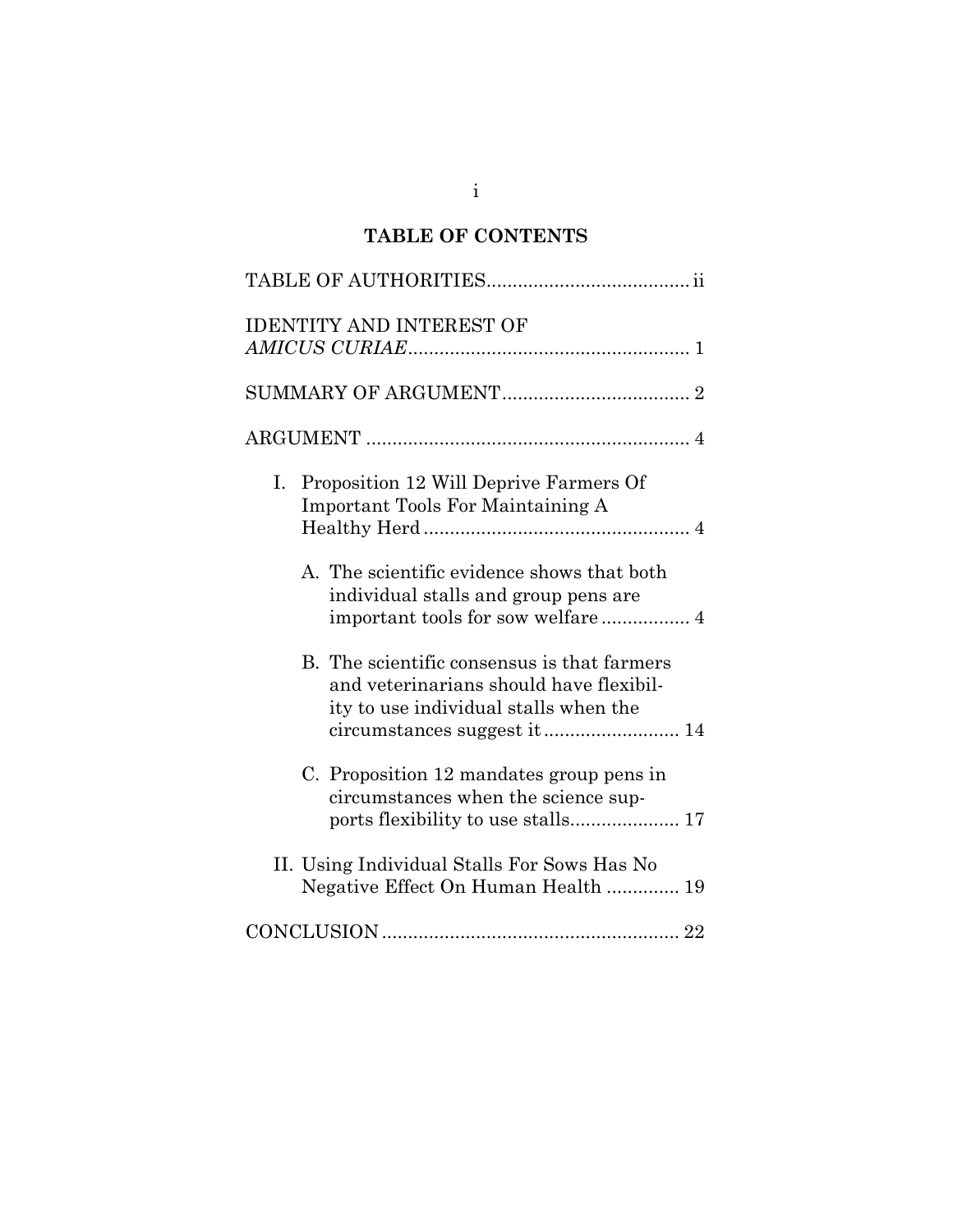## TABLE OF CONTENTS

TABLE OF AUTHORITIES....................................... ii

IDENTITY AND INTEREST OF *AMICUS CURIAE*...................................................... 1

SUMMARY OF ARGUMENT.................................... 2

ARGUMENT ............................................................. 4

I. Proposition 12 Will Deprive Farmers Of Important Tools For Maintaining A Healthy Herd................................................... 4

   A. The scientific evidence shows that both individual stalls and group pens are important tools for sow welfare ................. 4

   B. The scientific consensus is that farmers and veterinarians should have flexibility to use individual stalls when the circumstances suggest it.......................... 14

   C. Proposition 12 mandates group pens in circumstances when the science supports flexibility to use stalls..................... 17

II. Using Individual Stalls For Sows Has No Negative Effect On Human Health .............. 19

CONCLUSION......................................................... 22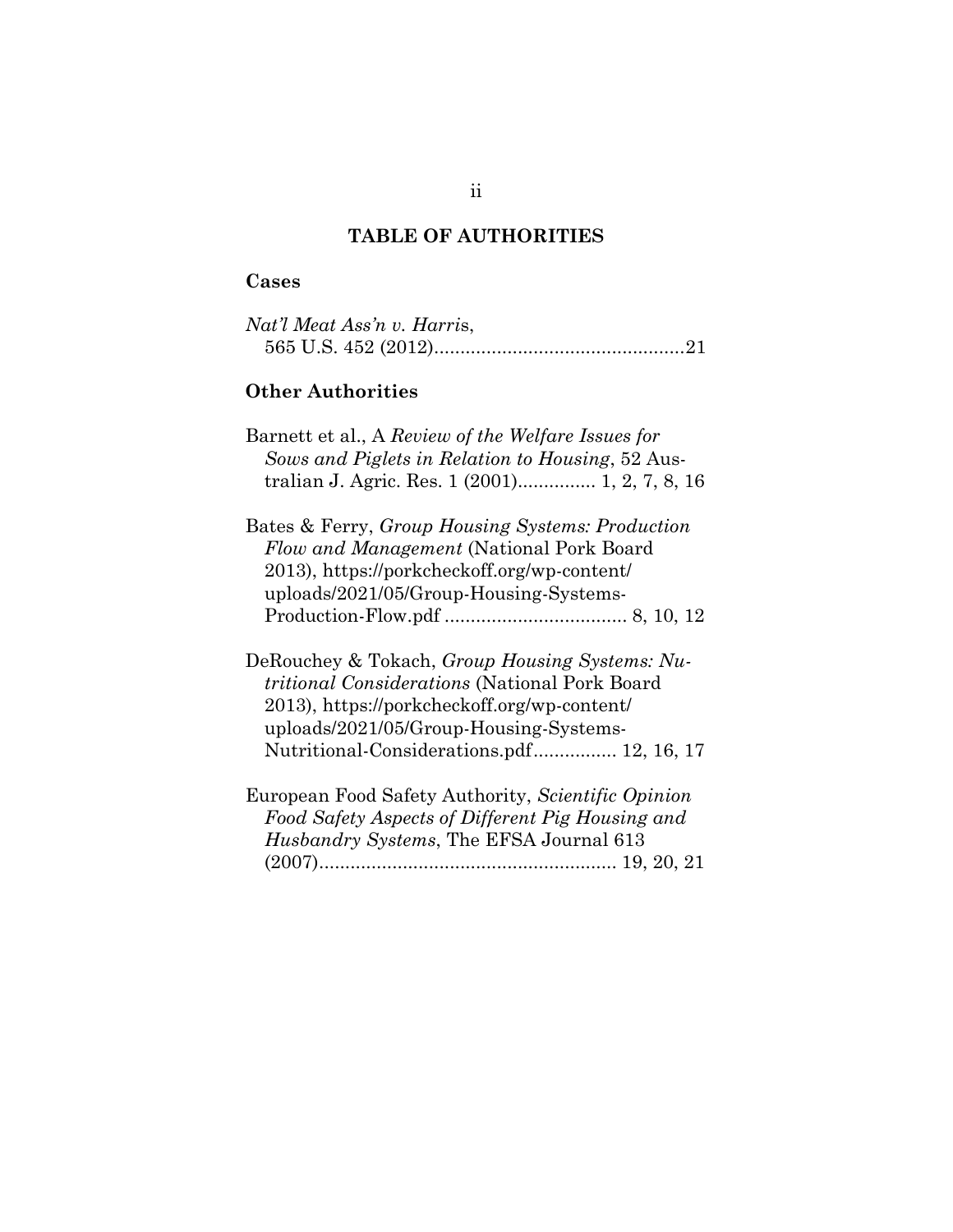## TABLE OF AUTHORITIES

### Cases

*Nat'l Meat Ass'n v. Harris*, 565 U.S. 452 (2012)................................................21

### Other Authorities

Barnett et al., A *Review of the Welfare Issues for Sows and Piglets in Relation to Housing*, 52 Australian J. Agric. Res. 1 (2001)............... 1, 2, 7, 8, 16

Bates & Ferry, *Group Housing Systems: Production Flow and Management* (National Pork Board 2013), https://porkcheckoff.org/wp-content/uploads/2021/05/Group-Housing-Systems-Production-Flow.pdf ................................... 8, 10, 12

DeRouchey & Tokach, *Group Housing Systems: Nutritional Considerations* (National Pork Board 2013), https://porkcheckoff.org/wp-content/uploads/2021/05/Group-Housing-Systems-Nutritional-Considerations.pdf................ 12, 16, 17

European Food Safety Authority, *Scientific Opinion Food Safety Aspects of Different Pig Housing and Husbandry Systems*, The EFSA Journal 613 (2007)......................................................... 19, 20, 21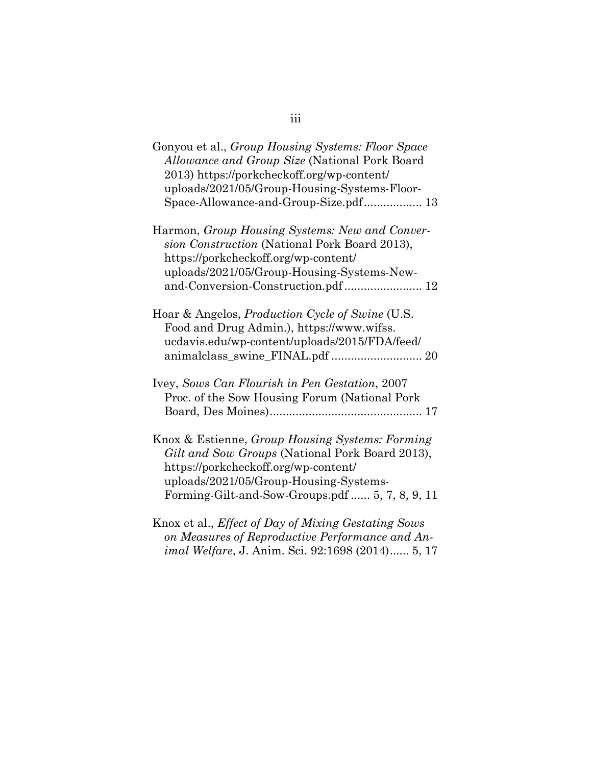Gonyou et al., *Group Housing Systems: Floor Space Allowance and Group Size* (National Pork Board 2013) https://porkcheckoff.org/wp-content/uploads/2021/05/Group-Housing-Systems-Floor-Space-Allowance-and-Group-Size.pdf.................. 13

Harmon, *Group Housing Systems: New and Conversion Construction* (National Pork Board 2013), https://porkcheckoff.org/wp-content/uploads/2021/05/Group-Housing-Systems-New-and-Conversion-Construction.pdf........................ 12

Hoar & Angelos, *Production Cycle of Swine* (U.S. Food and Drug Admin.), https://www.wifss.ucdavis.edu/wp-content/uploads/2015/FDA/feed/animalclass_swine_FINAL.pdf ............................ 20

Ivey, *Sows Can Flourish in Pen Gestation*, 2007 Proc. of the Sow Housing Forum (National Pork Board, Des Moines)............................................... 17

Knox & Estienne, *Group Housing Systems: Forming Gilt and Sow Groups* (National Pork Board 2013), https://porkcheckoff.org/wp-content/uploads/2021/05/Group-Housing-Systems-Forming-Gilt-and-Sow-Groups.pdf ...... 5, 7, 8, 9, 11

Knox et al., *Effect of Day of Mixing Gestating Sows on Measures of Reproductive Performance and Animal Welfare*, J. Anim. Sci. 92:1698 (2014)...... 5, 17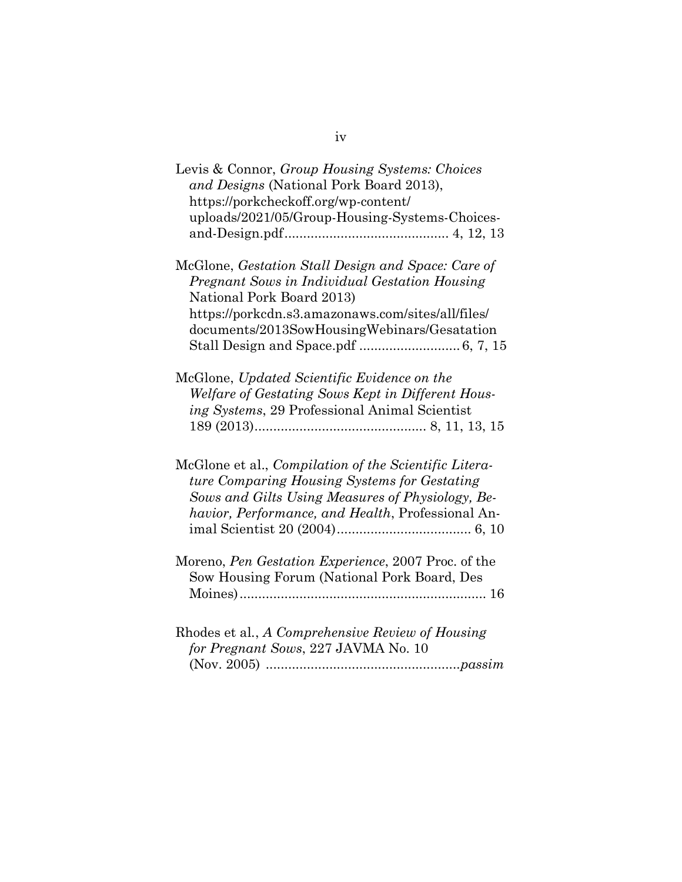Levis & Connor, *Group Housing Systems: Choices and Designs* (National Pork Board 2013), https://porkcheckoff.org/wp-content/uploads/2021/05/Group-Housing-Systems-Choices-and-Design.pdf........................................... 4, 12, 13

McGlone, *Gestation Stall Design and Space: Care of Pregnant Sows in Individual Gestation Housing* National Pork Board 2013) https://porkcdn.s3.amazonaws.com/sites/all/files/documents/2013SowHousingWebinars/Gesatation Stall Design and Space.pdf .......................... 6, 7, 15

McGlone, *Updated Scientific Evidence on the Welfare of Gestating Sows Kept in Different Housing Systems*, 29 Professional Animal Scientist 189 (2013)............................................. 8, 11, 13, 15

McGlone et al., *Compilation of the Scientific Literature Comparing Housing Systems for Gestating Sows and Gilts Using Measures of Physiology, Behavior, Performance, and Health*, Professional Animal Scientist 20 (2004)................................... 6, 10

Moreno, *Pen Gestation Experience*, 2007 Proc. of the Sow Housing Forum (National Pork Board, Des Moines)................................................................. 16

Rhodes et al., *A Comprehensive Review of Housing for Pregnant Sows*, 227 JAVMA No. 10 (Nov. 2005) ...................................................*passim*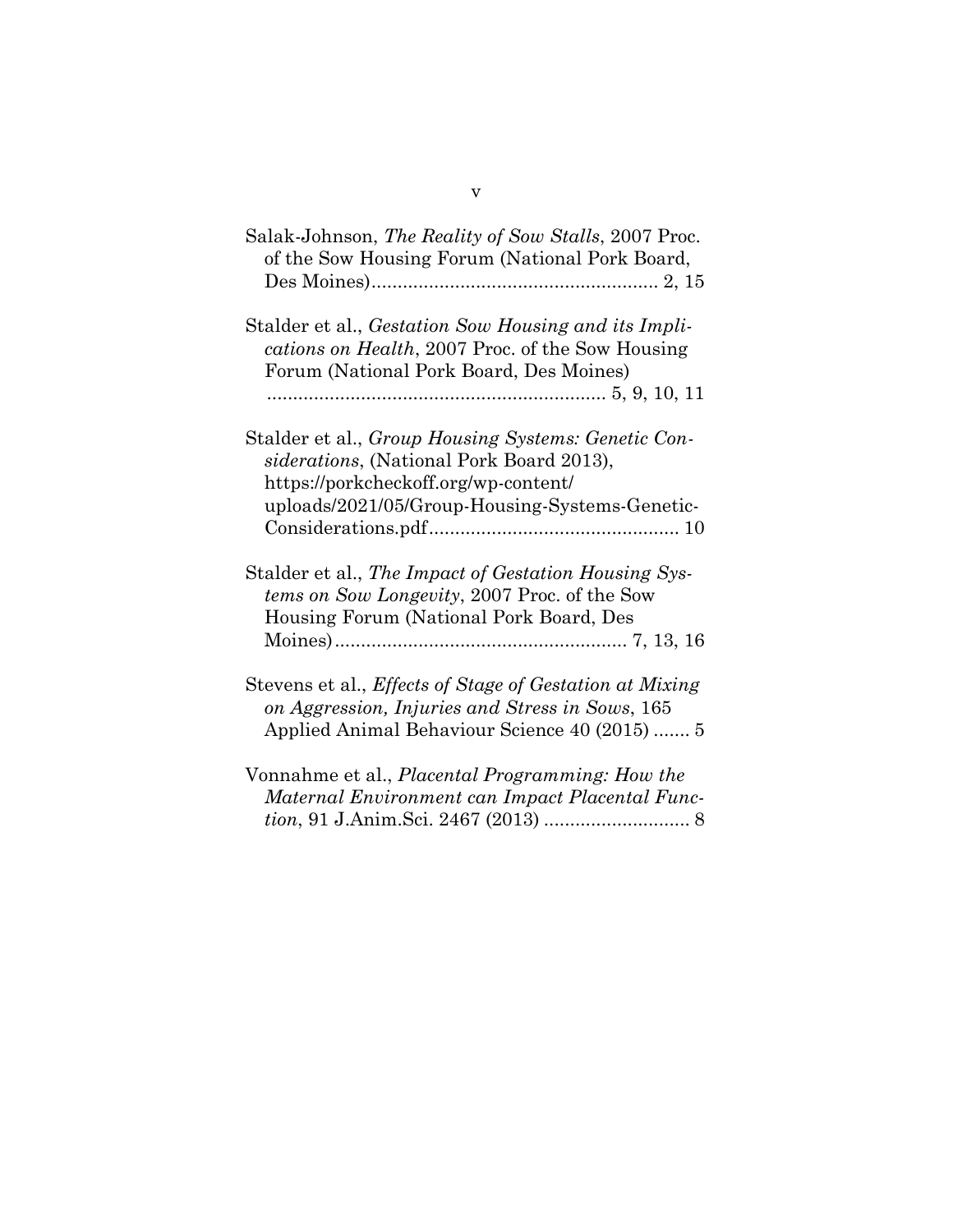Salak-Johnson, *The Reality of Sow Stalls*, 2007 Proc. of the Sow Housing Forum (National Pork Board, Des Moines)....................................................... 2, 15

Stalder et al., *Gestation Sow Housing and its Implications on Health*, 2007 Proc. of the Sow Housing Forum (National Pork Board, Des Moines) ................................................................. 5, 9, 10, 11

Stalder et al., *Group Housing Systems: Genetic Considerations*, (National Pork Board 2013), https://porkcheckoff.org/wp-content/uploads/2021/05/Group-Housing-Systems-Genetic-Considerations.pdf................................................ 10

Stalder et al., *The Impact of Gestation Housing Systems on Sow Longevity*, 2007 Proc. of the Sow Housing Forum (National Pork Board, Des Moines)........................................................ 7, 13, 16

Stevens et al., *Effects of Stage of Gestation at Mixing on Aggression, Injuries and Stress in Sows*, 165 Applied Animal Behaviour Science 40 (2015) ....... 5

Vonnahme et al., *Placental Programming: How the Maternal Environment can Impact Placental Function*, 91 J.Anim.Sci. 2467 (2013) ............................ 8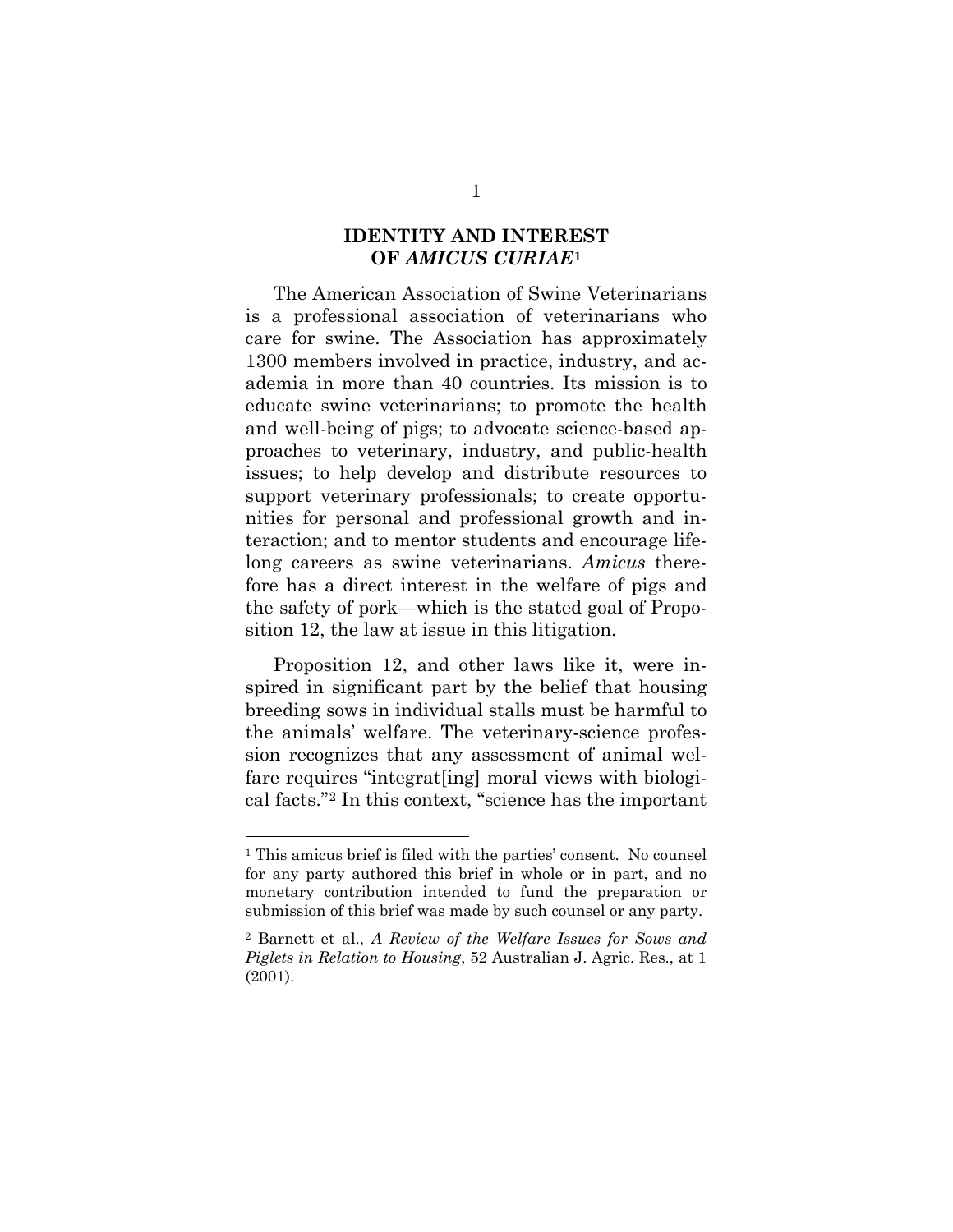## IDENTITY AND INTEREST OF *AMICUS CURIAE*[1]

The American Association of Swine Veterinarians is a professional association of veterinarians who care for swine. The Association has approximately 1300 members involved in practice, industry, and academia in more than 40 countries. Its mission is to educate swine veterinarians; to promote the health and well-being of pigs; to advocate science-based approaches to veterinary, industry, and public-health issues; to help develop and distribute resources to support veterinary professionals; to create opportunities for personal and professional growth and interaction; and to mentor students and encourage lifelong careers as swine veterinarians. *Amicus* therefore has a direct interest in the welfare of pigs and the safety of pork—which is the stated goal of Proposition 12, the law at issue in this litigation.

Proposition 12, and other laws like it, were inspired in significant part by the belief that housing breeding sows in individual stalls must be harmful to the animals' welfare. The veterinary-science profession recognizes that any assessment of animal welfare requires "integrat[ing] moral views with biological facts."[2] In this context, "science has the important

---

[1] This amicus brief is filed with the parties' consent. No counsel for any party authored this brief in whole or in part, and no monetary contribution intended to fund the preparation or submission of this brief was made by such counsel or any party.

[2] Barnett et al., *A Review of the Welfare Issues for Sows and Piglets in Relation to Housing*, 52 Australian J. Agric. Res., at 1 (2001).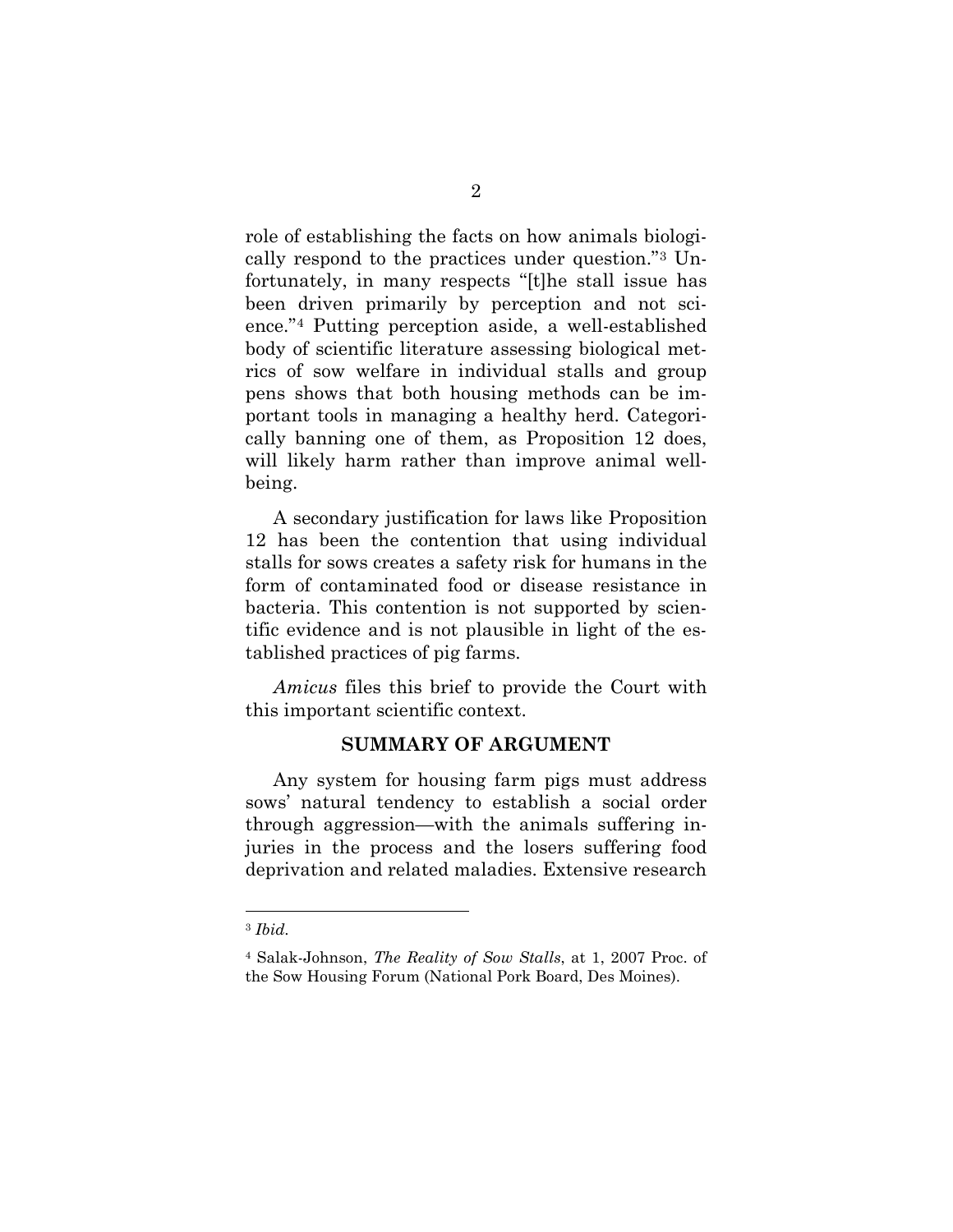role of establishing the facts on how animals biologically respond to the practices under question."[3] Unfortunately, in many respects "[t]he stall issue has been driven primarily by perception and not science."[4] Putting perception aside, a well-established body of scientific literature assessing biological metrics of sow welfare in individual stalls and group pens shows that both housing methods can be important tools in managing a healthy herd. Categorically banning one of them, as Proposition 12 does, will likely harm rather than improve animal wellbeing.

A secondary justification for laws like Proposition 12 has been the contention that using individual stalls for sows creates a safety risk for humans in the form of contaminated food or disease resistance in bacteria. This contention is not supported by scientific evidence and is not plausible in light of the established practices of pig farms.

*Amicus* files this brief to provide the Court with this important scientific context.

## SUMMARY OF ARGUMENT

Any system for housing farm pigs must address sows' natural tendency to establish a social order through aggression—with the animals suffering injuries in the process and the losers suffering food deprivation and related maladies. Extensive research

---

[3] *Ibid.*

[4] Salak-Johnson, *The Reality of Sow Stalls*, at 1, 2007 Proc. of the Sow Housing Forum (National Pork Board, Des Moines).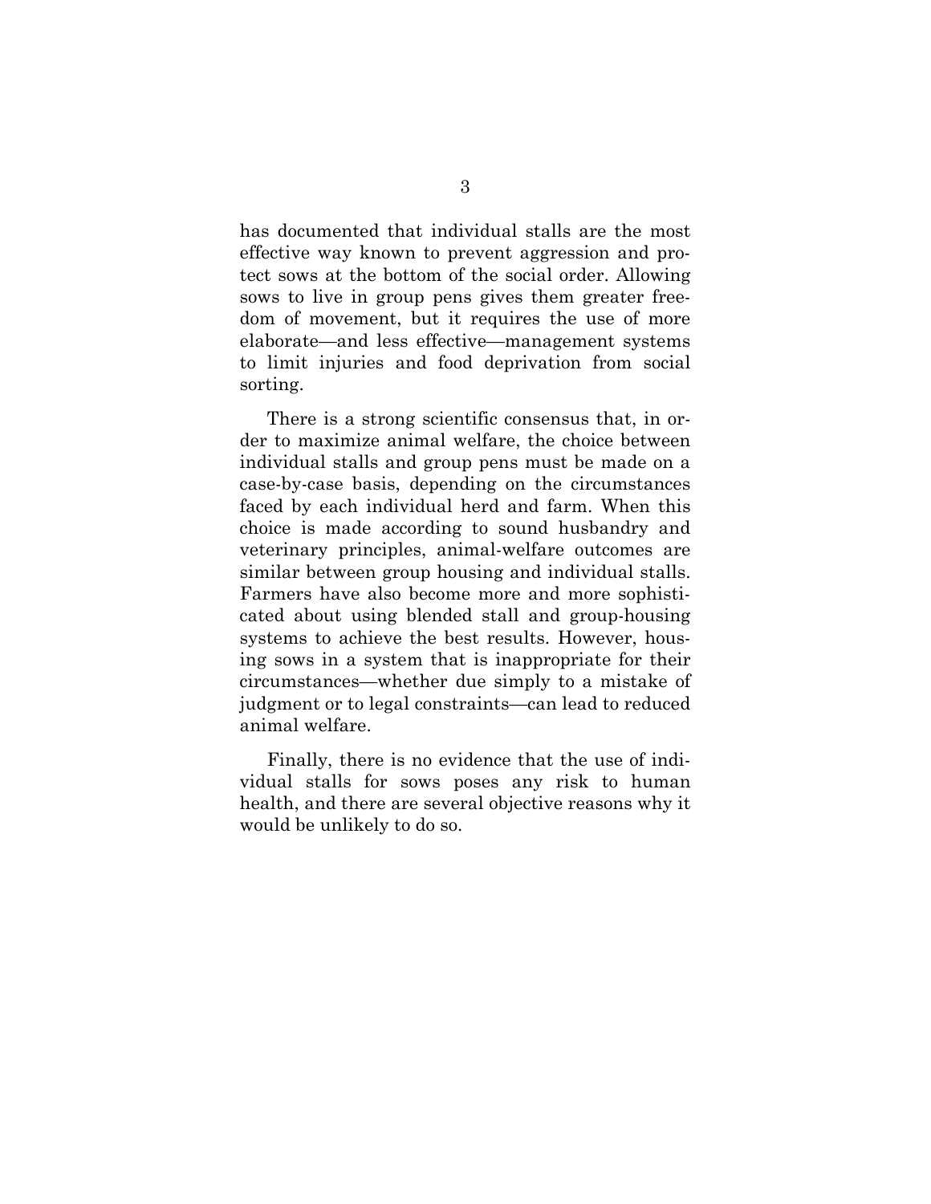has documented that individual stalls are the most effective way known to prevent aggression and protect sows at the bottom of the social order. Allowing sows to live in group pens gives them greater freedom of movement, but it requires the use of more elaborate—and less effective—management systems to limit injuries and food deprivation from social sorting.

There is a strong scientific consensus that, in order to maximize animal welfare, the choice between individual stalls and group pens must be made on a case-by-case basis, depending on the circumstances faced by each individual herd and farm. When this choice is made according to sound husbandry and veterinary principles, animal-welfare outcomes are similar between group housing and individual stalls. Farmers have also become more and more sophisticated about using blended stall and group-housing systems to achieve the best results. However, housing sows in a system that is inappropriate for their circumstances—whether due simply to a mistake of judgment or to legal constraints—can lead to reduced animal welfare.

Finally, there is no evidence that the use of individual stalls for sows poses any risk to human health, and there are several objective reasons why it would be unlikely to do so.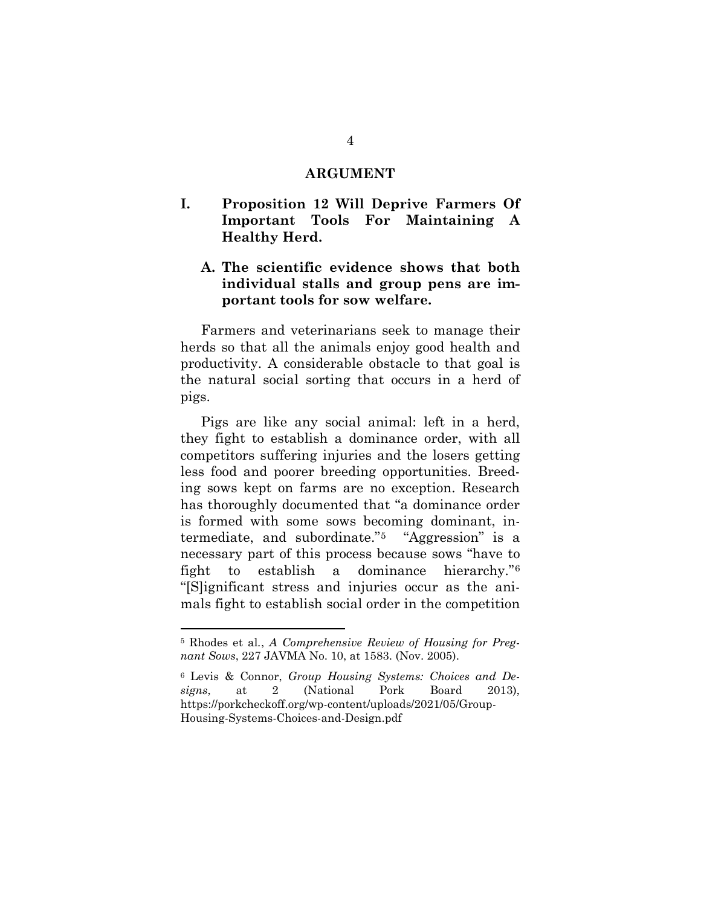## ARGUMENT

### I. Proposition 12 Will Deprive Farmers Of Important Tools For Maintaining A Healthy Herd.

#### A. The scientific evidence shows that both individual stalls and group pens are important tools for sow welfare.

Farmers and veterinarians seek to manage their herds so that all the animals enjoy good health and productivity. A considerable obstacle to that goal is the natural social sorting that occurs in a herd of pigs.

Pigs are like any social animal: left in a herd, they fight to establish a dominance order, with all competitors suffering injuries and the losers getting less food and poorer breeding opportunities. Breeding sows kept on farms are no exception. Research has thoroughly documented that "a dominance order is formed with some sows becoming dominant, intermediate, and subordinate."[5] "Aggression" is a necessary part of this process because sows "have to fight to establish a dominance hierarchy."[6] "[S]ignificant stress and injuries occur as the animals fight to establish social order in the competition

---

[5] Rhodes et al., *A Comprehensive Review of Housing for Pregnant Sows*, 227 JAVMA No. 10, at 1583. (Nov. 2005).

[6] Levis & Connor, *Group Housing Systems: Choices and Designs*, at 2 (National Pork Board 2013), https://porkcheckoff.org/wp-content/uploads/2021/05/Group-Housing-Systems-Choices-and-Design.pdf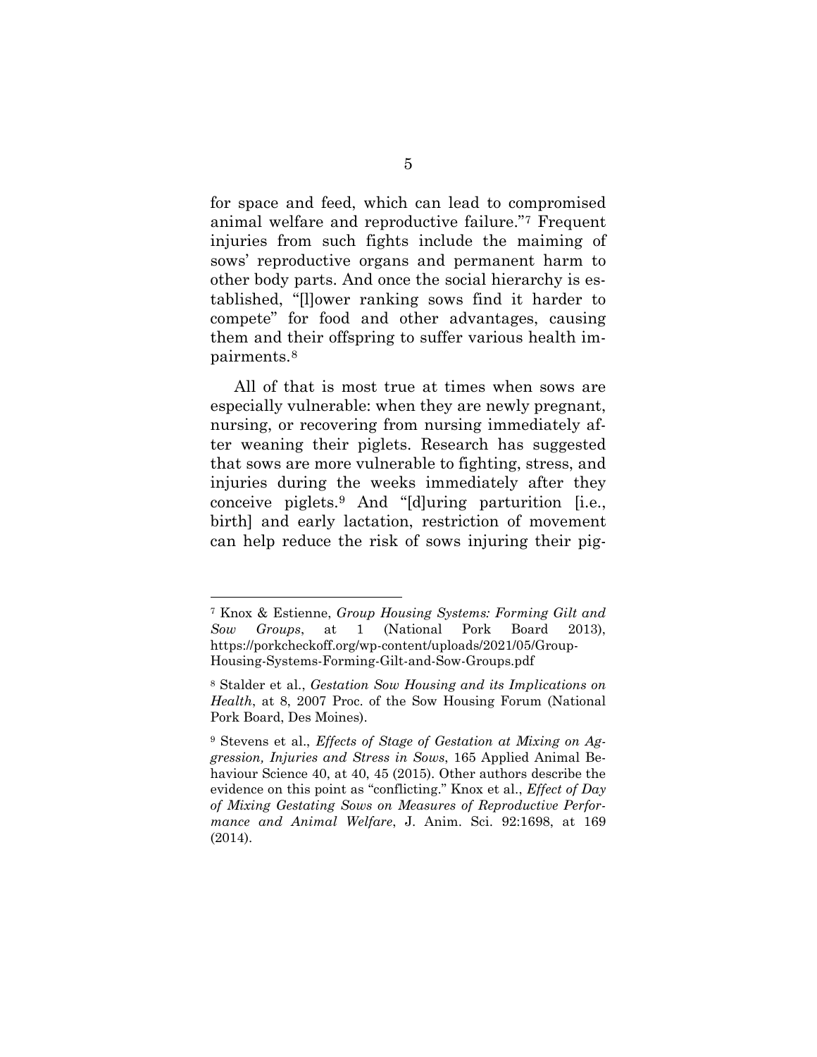for space and feed, which can lead to compromised animal welfare and reproductive failure."[7] Frequent injuries from such fights include the maiming of sows' reproductive organs and permanent harm to other body parts. And once the social hierarchy is established, "[l]ower ranking sows find it harder to compete" for food and other advantages, causing them and their offspring to suffer various health impairments.[8]

All of that is most true at times when sows are especially vulnerable: when they are newly pregnant, nursing, or recovering from nursing immediately after weaning their piglets. Research has suggested that sows are more vulnerable to fighting, stress, and injuries during the weeks immediately after they conceive piglets.[9] And "[d]uring parturition [i.e., birth] and early lactation, restriction of movement can help reduce the risk of sows injuring their pig-

---

[7] Knox & Estienne, *Group Housing Systems: Forming Gilt and Sow Groups*, at 1 (National Pork Board 2013), https://porkcheckoff.org/wp-content/uploads/2021/05/Group-Housing-Systems-Forming-Gilt-and-Sow-Groups.pdf

[8] Stalder et al., *Gestation Sow Housing and its Implications on Health*, at 8, 2007 Proc. of the Sow Housing Forum (National Pork Board, Des Moines).

[9] Stevens et al., *Effects of Stage of Gestation at Mixing on Aggression, Injuries and Stress in Sows*, 165 Applied Animal Behaviour Science 40, at 40, 45 (2015). Other authors describe the evidence on this point as "conflicting." Knox et al., *Effect of Day of Mixing Gestating Sows on Measures of Reproductive Performance and Animal Welfare*, J. Anim. Sci. 92:1698, at 169 (2014).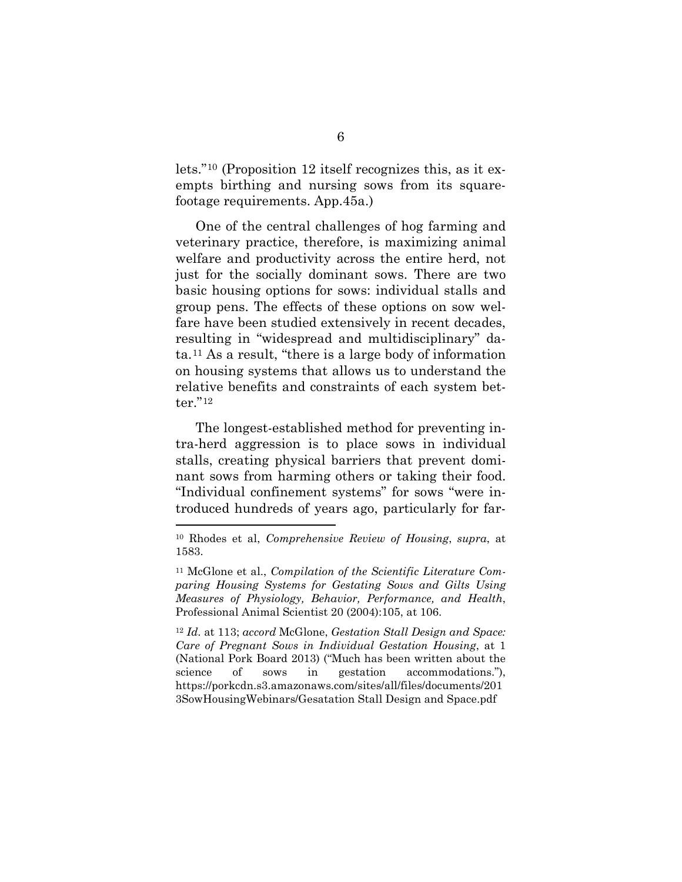lets."[10] (Proposition 12 itself recognizes this, as it exempts birthing and nursing sows from its square-footage requirements. App.45a.)

One of the central challenges of hog farming and veterinary practice, therefore, is maximizing animal welfare and productivity across the entire herd, not just for the socially dominant sows. There are two basic housing options for sows: individual stalls and group pens. The effects of these options on sow welfare have been studied extensively in recent decades, resulting in "widespread and multidisciplinary" data.[11] As a result, "there is a large body of information on housing systems that allows us to understand the relative benefits and constraints of each system better."[12]

The longest-established method for preventing intra-herd aggression is to place sows in individual stalls, creating physical barriers that prevent dominant sows from harming others or taking their food. "Individual confinement systems" for sows "were introduced hundreds of years ago, particularly for far-

---

[10] Rhodes et al, *Comprehensive Review of Housing*, *supra*, at 1583.

[11] McGlone et al., *Compilation of the Scientific Literature Comparing Housing Systems for Gestating Sows and Gilts Using Measures of Physiology, Behavior, Performance, and Health*, Professional Animal Scientist 20 (2004):105, at 106.

[12] *Id.* at 113; *accord* McGlone, *Gestation Stall Design and Space: Care of Pregnant Sows in Individual Gestation Housing*, at 1 (National Pork Board 2013) ("Much has been written about the science of sows in gestation accommodations."), https://porkcdn.s3.amazonaws.com/sites/all/files/documents/2013SowHousingWebinars/Gesatation Stall Design and Space.pdf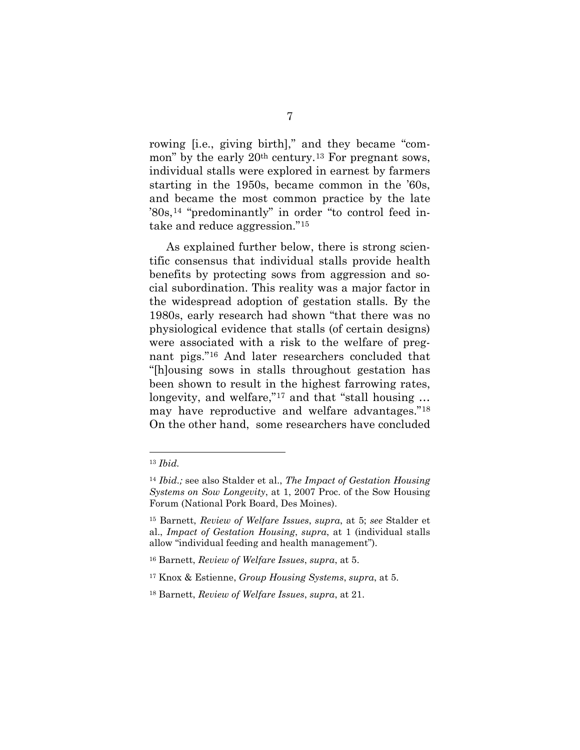rowing [i.e., giving birth]," and they became "common" by the early 20th century.[13] For pregnant sows, individual stalls were explored in earnest by farmers starting in the 1950s, became common in the '60s, and became the most common practice by the late '80s,[14] "predominantly" in order "to control feed intake and reduce aggression."[15]

As explained further below, there is strong scientific consensus that individual stalls provide health benefits by protecting sows from aggression and social subordination. This reality was a major factor in the widespread adoption of gestation stalls. By the 1980s, early research had shown "that there was no physiological evidence that stalls (of certain designs) were associated with a risk to the welfare of pregnant pigs."[16] And later researchers concluded that "[h]ousing sows in stalls throughout gestation has been shown to result in the highest farrowing rates, longevity, and welfare,"[17] and that "stall housing … may have reproductive and welfare advantages."[18] On the other hand, some researchers have concluded

---

[13] *Ibid.*

[14] *Ibid.;* see also Stalder et al., *The Impact of Gestation Housing Systems on Sow Longevity*, at 1, 2007 Proc. of the Sow Housing Forum (National Pork Board, Des Moines).

[15] Barnett, *Review of Welfare Issues*, *supra*, at 5; *see* Stalder et al., *Impact of Gestation Housing*, *supra*, at 1 (individual stalls allow "individual feeding and health management").

[16] Barnett, *Review of Welfare Issues*, *supra*, at 5.

[17] Knox & Estienne, *Group Housing Systems*, *supra*, at 5.

[18] Barnett, *Review of Welfare Issues*, *supra*, at 21.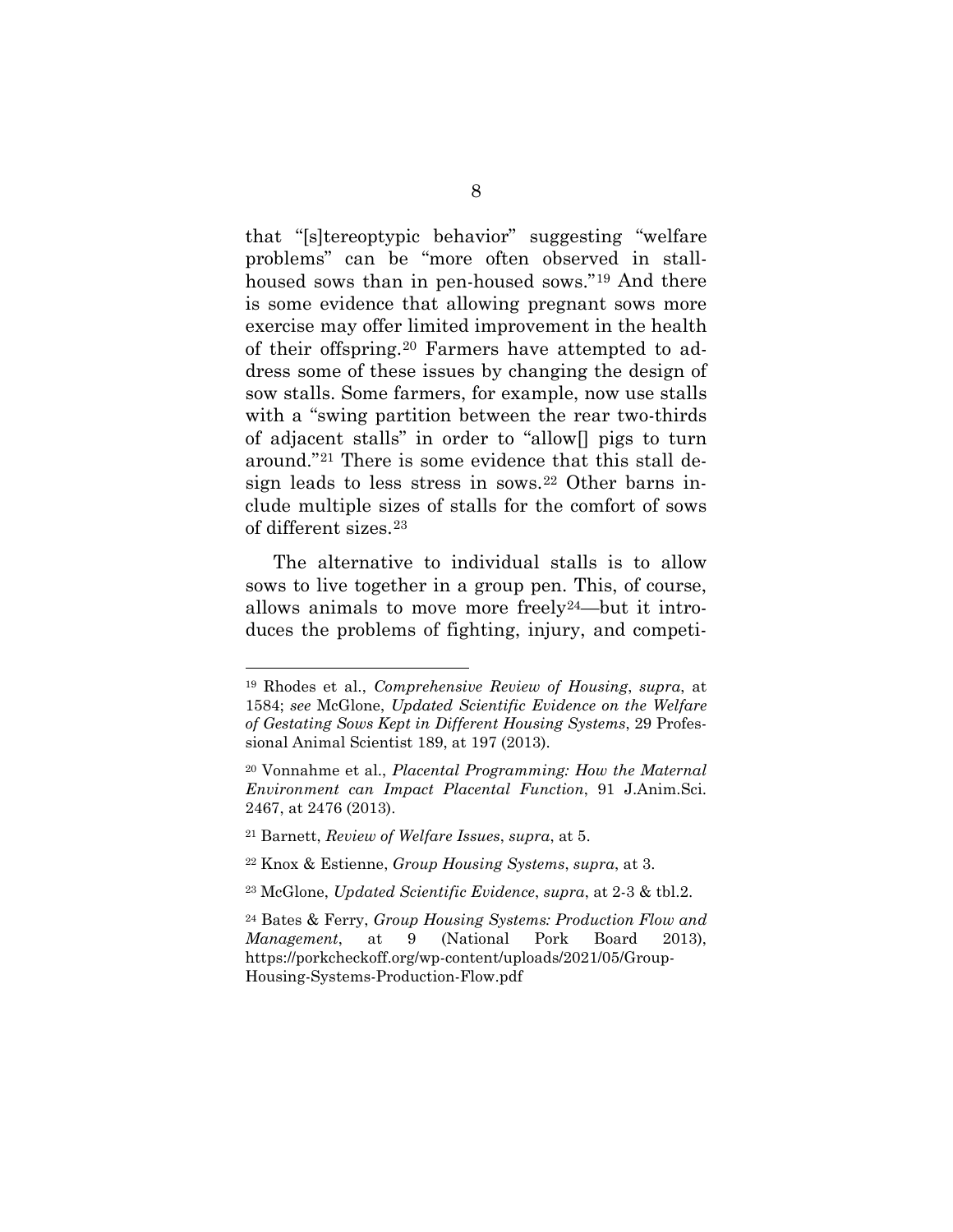that "[s]tereoptypic behavior" suggesting "welfare problems" can be "more often observed in stall-housed sows than in pen-housed sows."[19] And there is some evidence that allowing pregnant sows more exercise may offer limited improvement in the health of their offspring.[20] Farmers have attempted to address some of these issues by changing the design of sow stalls. Some farmers, for example, now use stalls with a "swing partition between the rear two-thirds of adjacent stalls" in order to "allow[] pigs to turn around."[21] There is some evidence that this stall design leads to less stress in sows.[22] Other barns include multiple sizes of stalls for the comfort of sows of different sizes.[23]

The alternative to individual stalls is to allow sows to live together in a group pen. This, of course, allows animals to move more freely[24]—but it introduces the problems of fighting, injury, and competi-

---

[19] Rhodes et al., *Comprehensive Review of Housing*, *supra*, at 1584; *see* McGlone, *Updated Scientific Evidence on the Welfare of Gestating Sows Kept in Different Housing Systems*, 29 Professional Animal Scientist 189, at 197 (2013).

[20] Vonnahme et al., *Placental Programming: How the Maternal Environment can Impact Placental Function*, 91 J.Anim.Sci. 2467, at 2476 (2013).

[21] Barnett, *Review of Welfare Issues*, *supra*, at 5.

[22] Knox & Estienne, *Group Housing Systems*, *supra*, at 3.

[23] McGlone, *Updated Scientific Evidence*, *supra*, at 2-3 & tbl.2.

[24] Bates & Ferry, *Group Housing Systems: Production Flow and Management*, at 9 (National Pork Board 2013), https://porkcheckoff.org/wp-content/uploads/2021/05/Group-Housing-Systems-Production-Flow.pdf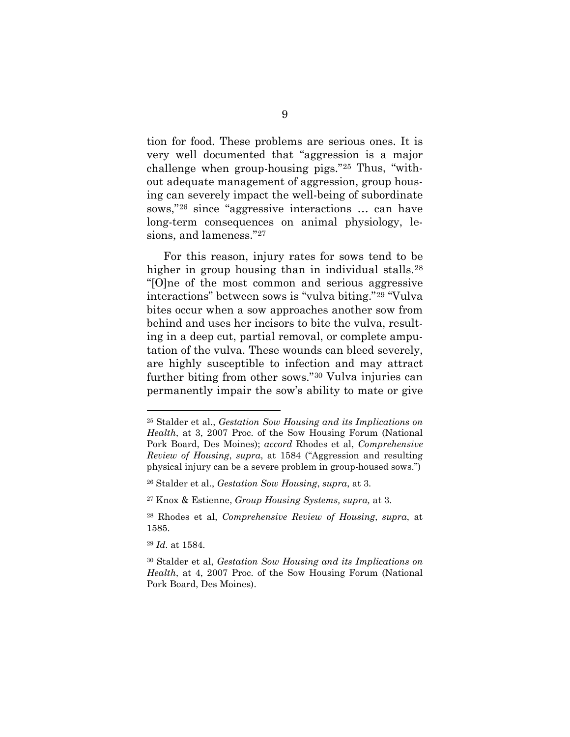tion for food. These problems are serious ones. It is very well documented that "aggression is a major challenge when group-housing pigs."[25] Thus, "without adequate management of aggression, group housing can severely impact the well-being of subordinate sows,"[26] since "aggressive interactions … can have long-term consequences on animal physiology, lesions, and lameness."[27]

For this reason, injury rates for sows tend to be higher in group housing than in individual stalls.[28] "[O]ne of the most common and serious aggressive interactions" between sows is "vulva biting."[29] "Vulva bites occur when a sow approaches another sow from behind and uses her incisors to bite the vulva, resulting in a deep cut, partial removal, or complete amputation of the vulva. These wounds can bleed severely, are highly susceptible to infection and may attract further biting from other sows."[30] Vulva injuries can permanently impair the sow's ability to mate or give

---

[25] Stalder et al., *Gestation Sow Housing and its Implications on Health*, at 3, 2007 Proc. of the Sow Housing Forum (National Pork Board, Des Moines); *accord* Rhodes et al, *Comprehensive Review of Housing*, *supra*, at 1584 ("Aggression and resulting physical injury can be a severe problem in group-housed sows.")

[26] Stalder et al., *Gestation Sow Housing*, *supra*, at 3.

[27] Knox & Estienne, *Group Housing Systems, supra,* at 3.

[28] Rhodes et al, *Comprehensive Review of Housing*, *supra*, at 1585.

[29] *Id.* at 1584.

[30] Stalder et al, *Gestation Sow Housing and its Implications on Health*, at 4, 2007 Proc. of the Sow Housing Forum (National Pork Board, Des Moines).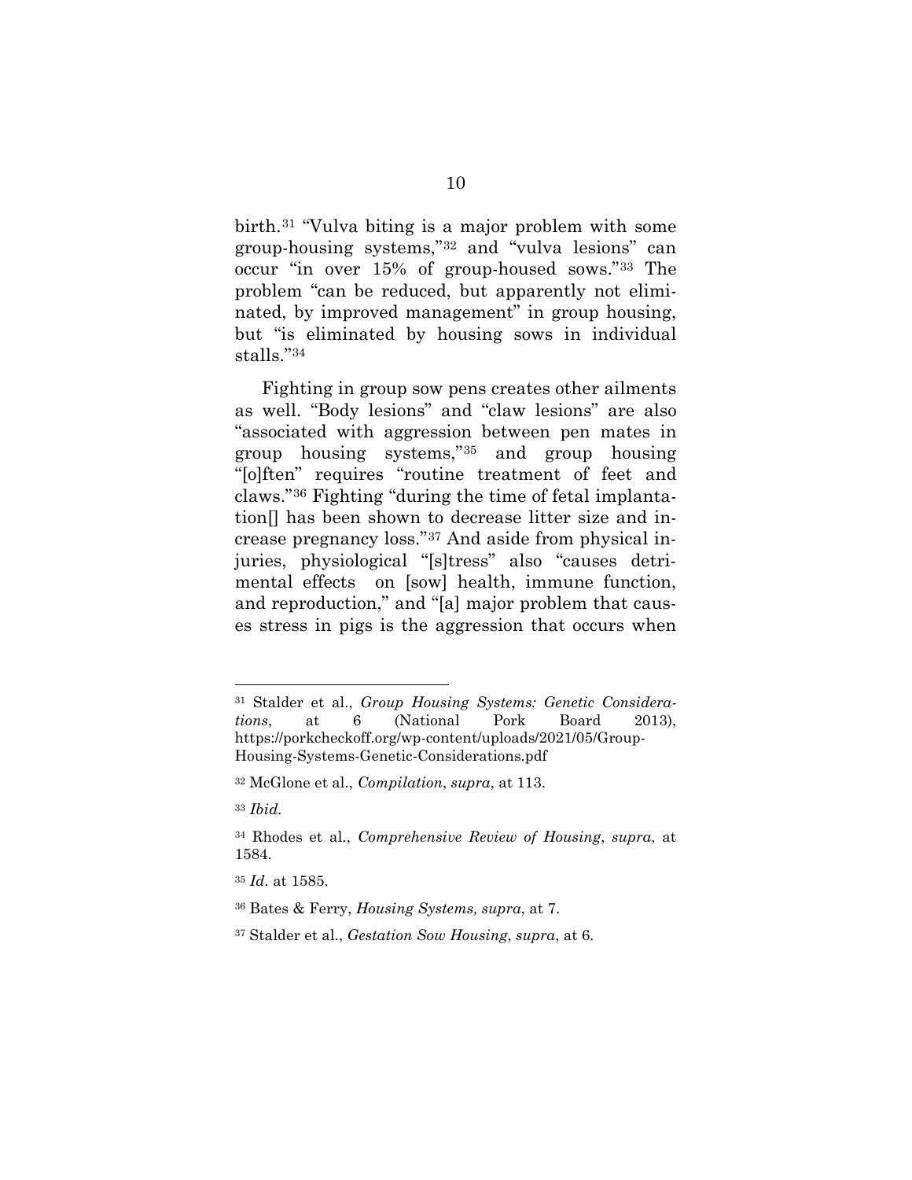birth.[31] "Vulva biting is a major problem with some group-housing systems,"[32] and "vulva lesions" can occur "in over 15% of group-housed sows."[33] The problem "can be reduced, but apparently not eliminated, by improved management" in group housing, but "is eliminated by housing sows in individual stalls."[34]

Fighting in group sow pens creates other ailments as well. "Body lesions" and "claw lesions" are also "associated with aggression between pen mates in group housing systems,"[35] and group housing "[o]ften" requires "routine treatment of feet and claws."[36] Fighting "during the time of fetal implantation[] has been shown to decrease litter size and increase pregnancy loss."[37] And aside from physical injuries, physiological "[s]tress" also "causes detrimental effects on [sow] health, immune function, and reproduction," and "[a] major problem that causes stress in pigs is the aggression that occurs when

---

[31] Stalder et al., *Group Housing Systems: Genetic Considerations*, at 6 (National Pork Board 2013), https://porkcheckoff.org/wp-content/uploads/2021/05/Group-Housing-Systems-Genetic-Considerations.pdf

[32] McGlone et al., *Compilation*, *supra*, at 113.

[33] *Ibid.*

[34] Rhodes et al., *Comprehensive Review of Housing*, *supra*, at 1584.

[35] *Id.* at 1585.

[36] Bates & Ferry, *Housing Systems, supra*, at 7.

[37] Stalder et al., *Gestation Sow Housing*, *supra*, at 6.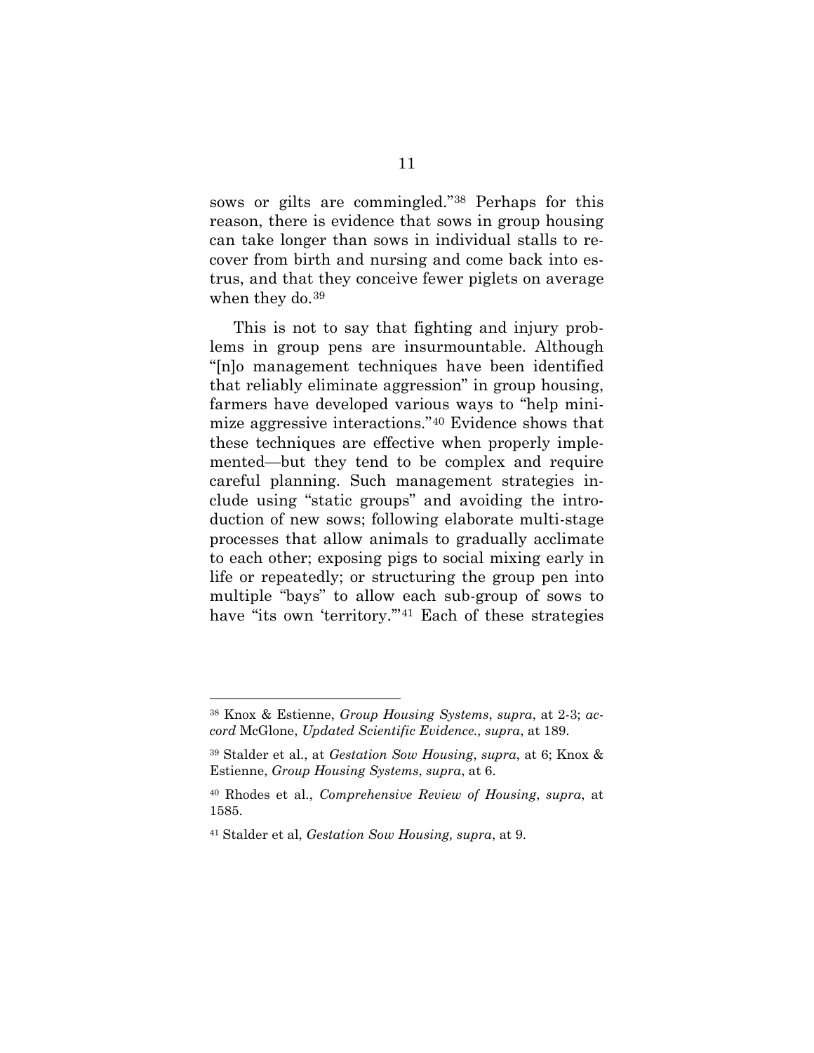sows or gilts are commingled."[38] Perhaps for this reason, there is evidence that sows in group housing can take longer than sows in individual stalls to recover from birth and nursing and come back into estrus, and that they conceive fewer piglets on average when they do.[39]

This is not to say that fighting and injury problems in group pens are insurmountable. Although "[n]o management techniques have been identified that reliably eliminate aggression" in group housing, farmers have developed various ways to "help minimize aggressive interactions."[40] Evidence shows that these techniques are effective when properly implemented—but they tend to be complex and require careful planning. Such management strategies include using "static groups" and avoiding the introduction of new sows; following elaborate multi-stage processes that allow animals to gradually acclimate to each other; exposing pigs to social mixing early in life or repeatedly; or structuring the group pen into multiple "bays" to allow each sub-group of sows to have "its own 'territory.'"[41] Each of these strategies

---

[38] Knox & Estienne, *Group Housing Systems*, *supra*, at 2-3; *accord* McGlone, *Updated Scientific Evidence.*, *supra*, at 189.

[39] Stalder et al., at *Gestation Sow Housing*, *supra*, at 6; Knox & Estienne, *Group Housing Systems*, *supra*, at 6.

[40] Rhodes et al., *Comprehensive Review of Housing*, *supra*, at 1585.

[41] Stalder et al, *Gestation Sow Housing, supra*, at 9.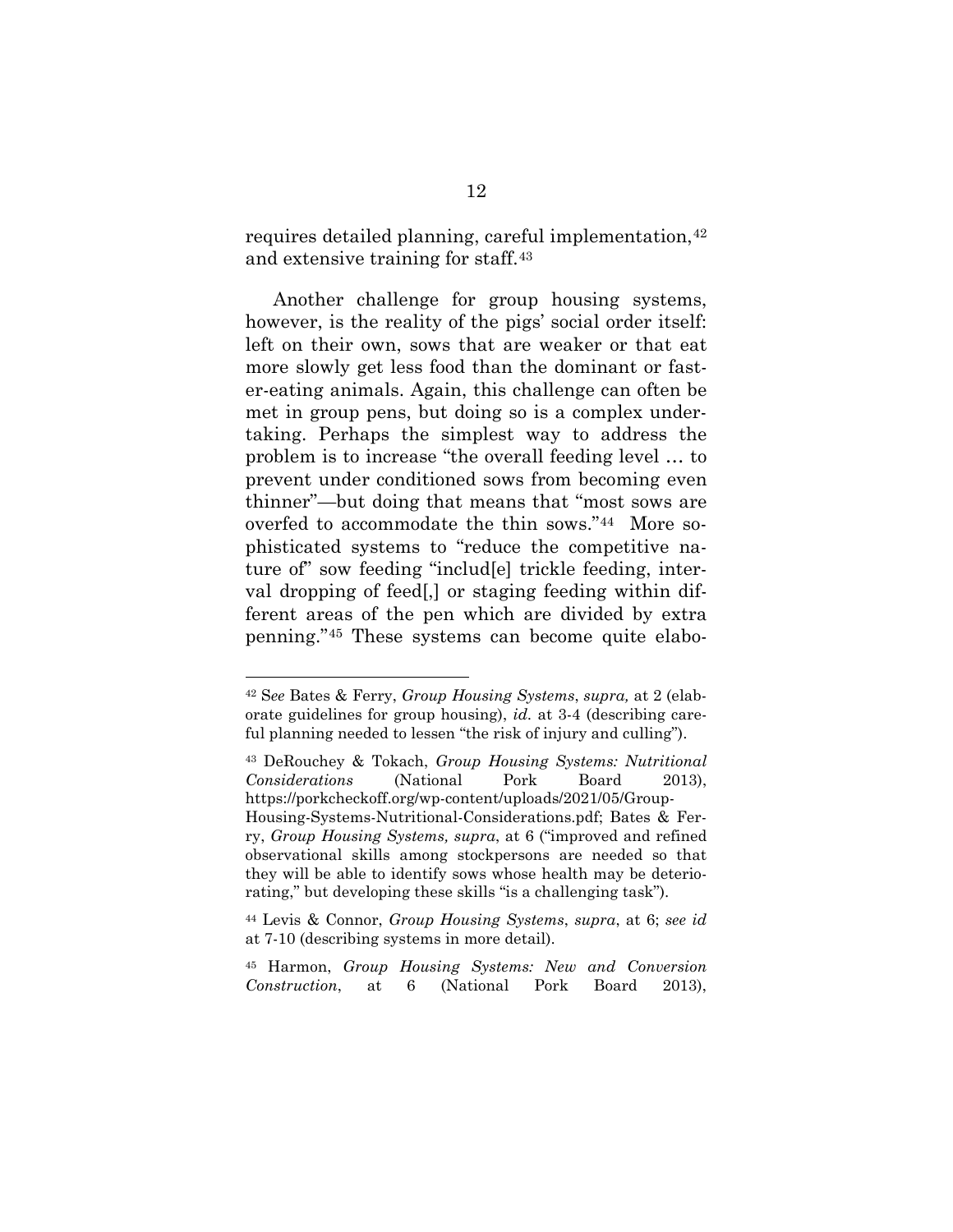requires detailed planning, careful implementation,[42] and extensive training for staff.[43]

Another challenge for group housing systems, however, is the reality of the pigs' social order itself: left on their own, sows that are weaker or that eat more slowly get less food than the dominant or faster-eating animals. Again, this challenge can often be met in group pens, but doing so is a complex undertaking. Perhaps the simplest way to address the problem is to increase "the overall feeding level … to prevent under conditioned sows from becoming even thinner"—but doing that means that "most sows are overfed to accommodate the thin sows."[44] More sophisticated systems to "reduce the competitive nature of" sow feeding "includ[e] trickle feeding, interval dropping of feed[,] or staging feeding within different areas of the pen which are divided by extra penning."[45] These systems can become quite elabo-

---

[42] S*ee* Bates & Ferry, *Group Housing Systems*, *supra,* at 2 (elaborate guidelines for group housing), *id.* at 3-4 (describing careful planning needed to lessen "the risk of injury and culling").

[43] DeRouchey & Tokach, *Group Housing Systems: Nutritional Considerations* (National Pork Board 2013), https://porkcheckoff.org/wp-content/uploads/2021/05/Group-Housing-Systems-Nutritional-Considerations.pdf; Bates & Ferry, *Group Housing Systems, supra*, at 6 ("improved and refined observational skills among stockpersons are needed so that they will be able to identify sows whose health may be deteriorating," but developing these skills "is a challenging task").

[44] Levis & Connor, *Group Housing Systems*, *supra*, at 6; *see id* at 7-10 (describing systems in more detail).

[45] Harmon, *Group Housing Systems: New and Conversion Construction*, at 6 (National Pork Board 2013),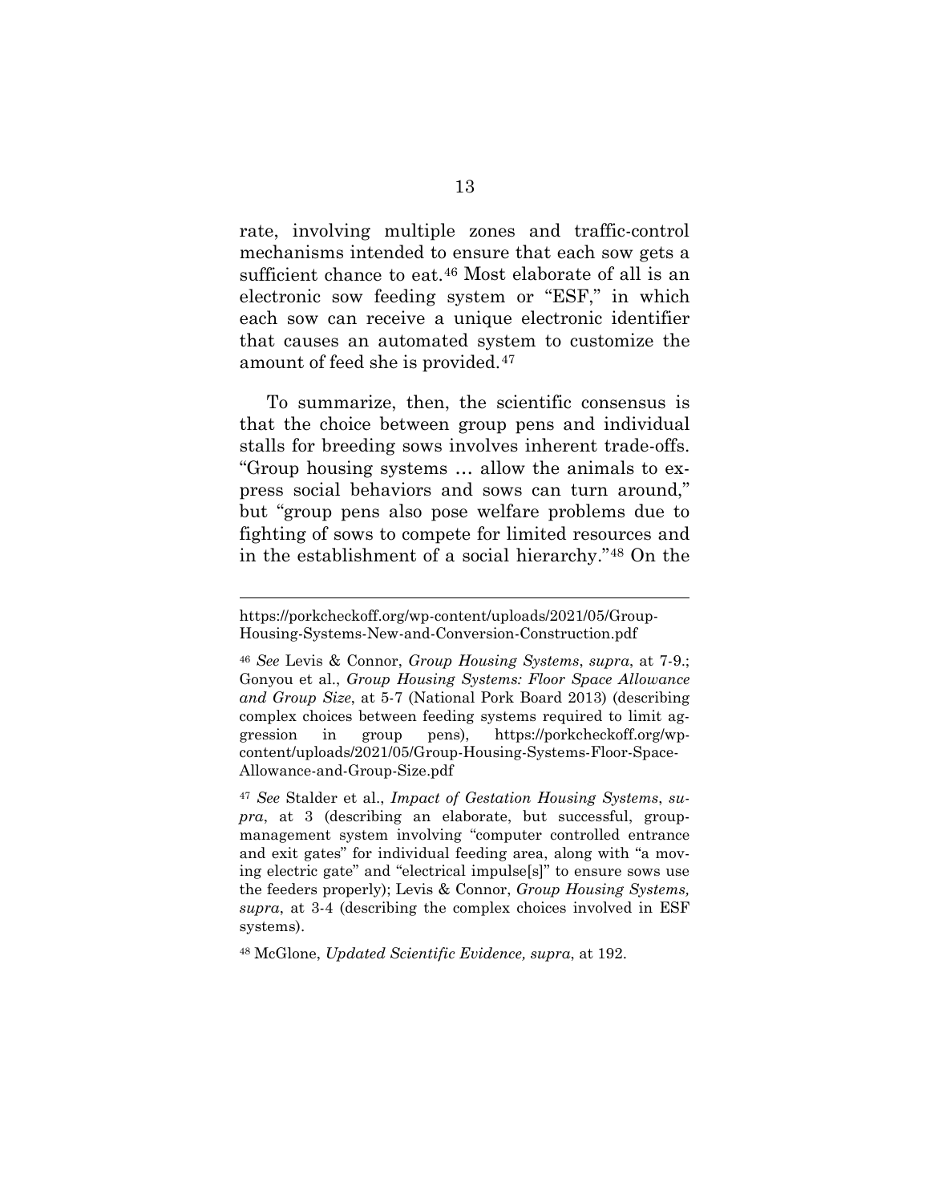rate, involving multiple zones and traffic-control mechanisms intended to ensure that each sow gets a sufficient chance to eat.[46] Most elaborate of all is an electronic sow feeding system or "ESF," in which each sow can receive a unique electronic identifier that causes an automated system to customize the amount of feed she is provided.[47]

To summarize, then, the scientific consensus is that the choice between group pens and individual stalls for breeding sows involves inherent trade-offs. "Group housing systems … allow the animals to express social behaviors and sows can turn around," but "group pens also pose welfare problems due to fighting of sows to compete for limited resources and in the establishment of a social hierarchy."[48] On the

---

https://porkcheckoff.org/wp-content/uploads/2021/05/Group-Housing-Systems-New-and-Conversion-Construction.pdf

[46] *See* Levis & Connor, *Group Housing Systems*, *supra*, at 7-9.; Gonyou et al., *Group Housing Systems: Floor Space Allowance and Group Size*, at 5-7 (National Pork Board 2013) (describing complex choices between feeding systems required to limit aggression in group pens), https://porkcheckoff.org/wp-content/uploads/2021/05/Group-Housing-Systems-Floor-Space-Allowance-and-Group-Size.pdf

[47] *See* Stalder et al., *Impact of Gestation Housing Systems*, *supra*, at 3 (describing an elaborate, but successful, group-management system involving "computer controlled entrance and exit gates" for individual feeding area, along with "a moving electric gate" and "electrical impulse[s]" to ensure sows use the feeders properly); Levis & Connor, *Group Housing Systems, supra*, at 3-4 (describing the complex choices involved in ESF systems).

[48] McGlone, *Updated Scientific Evidence, supra*, at 192.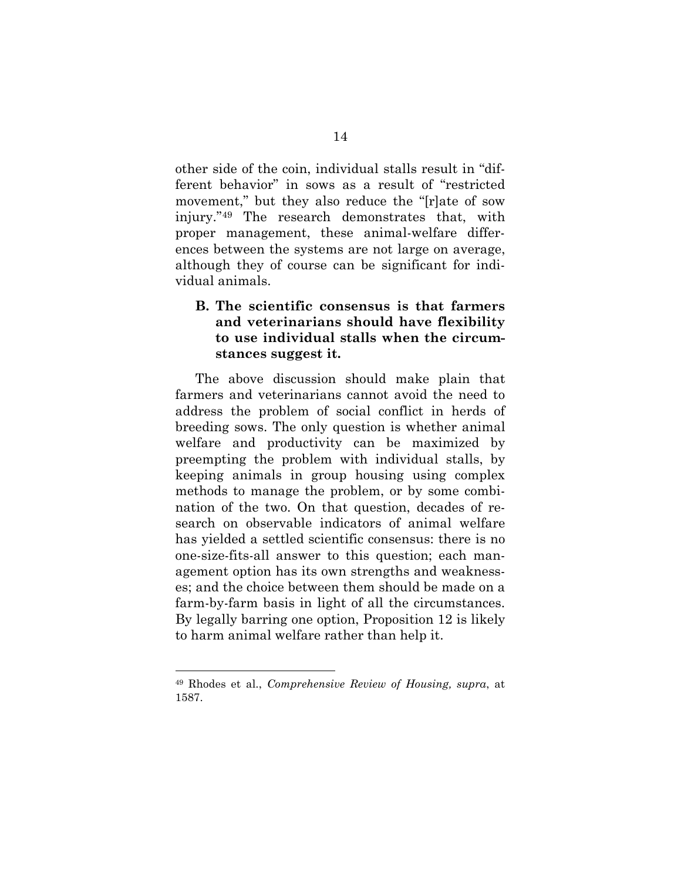other side of the coin, individual stalls result in "different behavior" in sows as a result of "restricted movement," but they also reduce the "[r]ate of sow injury."[49] The research demonstrates that, with proper management, these animal-welfare differences between the systems are not large on average, although they of course can be significant for individual animals.

### B. The scientific consensus is that farmers and veterinarians should have flexibility to use individual stalls when the circumstances suggest it.

The above discussion should make plain that farmers and veterinarians cannot avoid the need to address the problem of social conflict in herds of breeding sows. The only question is whether animal welfare and productivity can be maximized by preempting the problem with individual stalls, by keeping animals in group housing using complex methods to manage the problem, or by some combination of the two. On that question, decades of research on observable indicators of animal welfare has yielded a settled scientific consensus: there is no one-size-fits-all answer to this question; each management option has its own strengths and weaknesses; and the choice between them should be made on a farm-by-farm basis in light of all the circumstances. By legally barring one option, Proposition 12 is likely to harm animal welfare rather than help it.

---

[49] Rhodes et al., *Comprehensive Review of Housing, supra*, at 1587.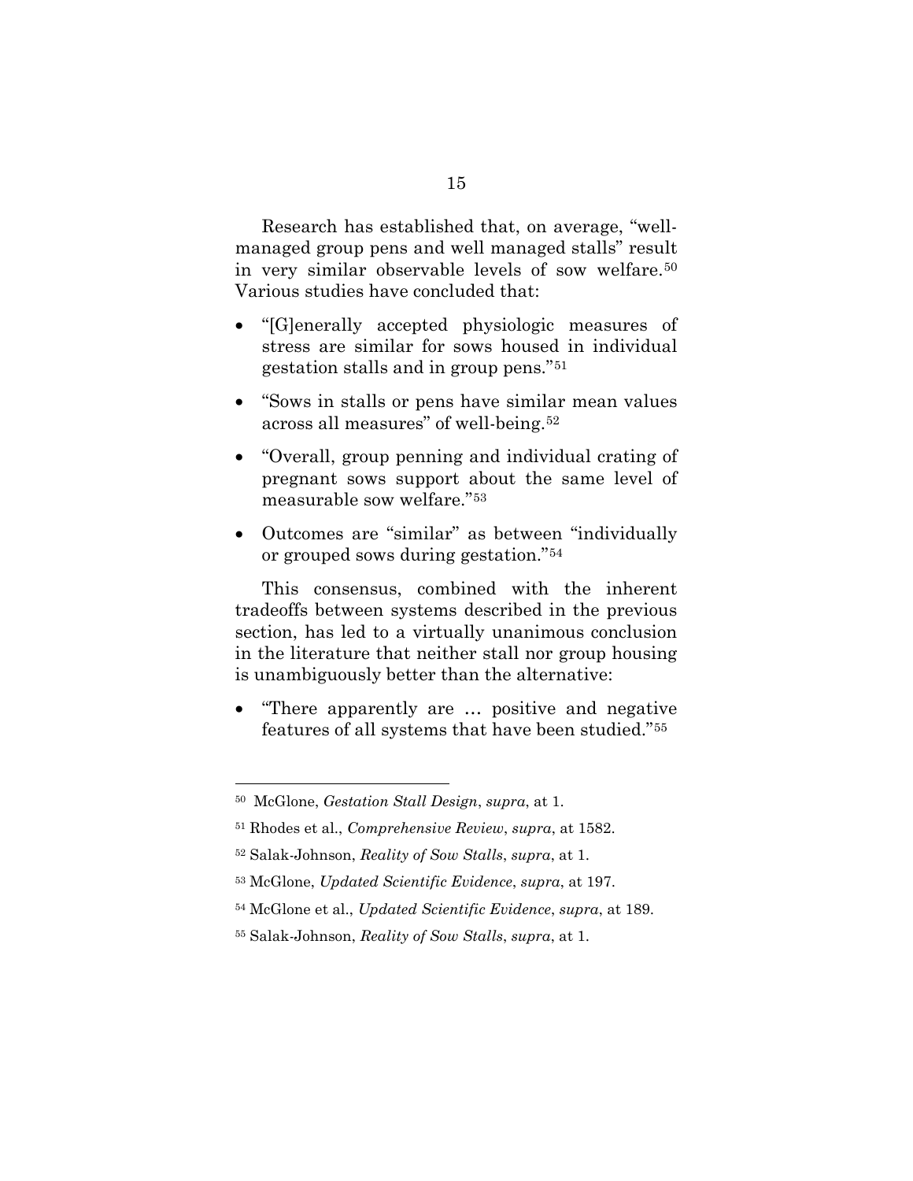Research has established that, on average, "well-managed group pens and well managed stalls" result in very similar observable levels of sow welfare.[50] Various studies have concluded that:

- "[G]enerally accepted physiologic measures of stress are similar for sows housed in individual gestation stalls and in group pens."[51]
- "Sows in stalls or pens have similar mean values across all measures" of well-being.[52]
- "Overall, group penning and individual crating of pregnant sows support about the same level of measurable sow welfare."[53]
- Outcomes are "similar" as between "individually or grouped sows during gestation."[54]

This consensus, combined with the inherent tradeoffs between systems described in the previous section, has led to a virtually unanimous conclusion in the literature that neither stall nor group housing is unambiguously better than the alternative:

- "There apparently are … positive and negative features of all systems that have been studied."[55]

---

[50] McGlone, *Gestation Stall Design*, *supra*, at 1.

[51] Rhodes et al., *Comprehensive Review*, *supra*, at 1582.

[52] Salak-Johnson, *Reality of Sow Stalls*, *supra*, at 1.

[53] McGlone, *Updated Scientific Evidence*, *supra*, at 197.

[54] McGlone et al., *Updated Scientific Evidence*, *supra*, at 189.

[55] Salak-Johnson, *Reality of Sow Stalls*, *supra*, at 1.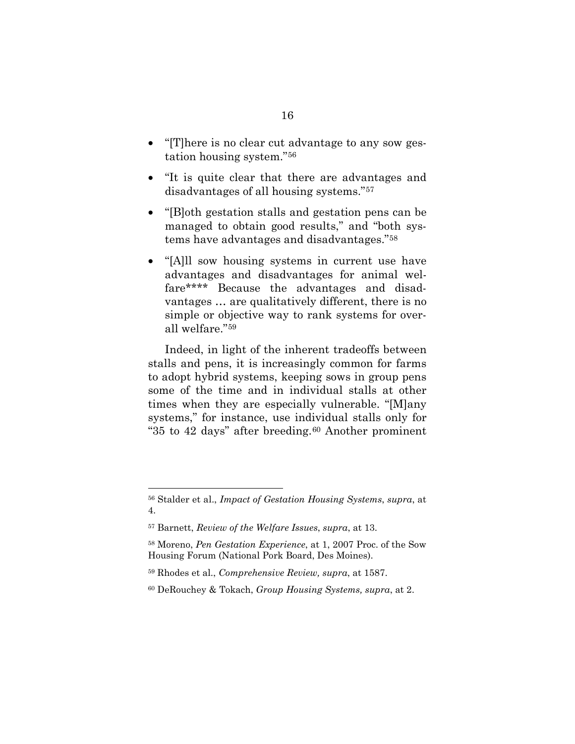- "[T]here is no clear cut advantage to any sow gestation housing system."[56]

- "It is quite clear that there are advantages and disadvantages of all housing systems."[57]

- "[B]oth gestation stalls and gestation pens can be managed to obtain good results," and "both systems have advantages and disadvantages."[58]

- "[A]ll sow housing systems in current use have advantages and disadvantages for animal welfare**** Because the advantages and disadvantages … are qualitatively different, there is no simple or objective way to rank systems for overall welfare."[59]

Indeed, in light of the inherent tradeoffs between stalls and pens, it is increasingly common for farms to adopt hybrid systems, keeping sows in group pens some of the time and in individual stalls at other times when they are especially vulnerable. "[M]any systems," for instance, use individual stalls only for "35 to 42 days" after breeding.[60] Another prominent

---

[56] Stalder et al., *Impact of Gestation Housing Systems*, *supra*, at 4.

[57] Barnett, *Review of the Welfare Issues*, *supra*, at 13.

[58] Moreno, *Pen Gestation Experience*, at 1, 2007 Proc. of the Sow Housing Forum (National Pork Board, Des Moines).

[59] Rhodes et al., *Comprehensive Review, supra*, at 1587.

[60] DeRouchey & Tokach, *Group Housing Systems, supra*, at 2.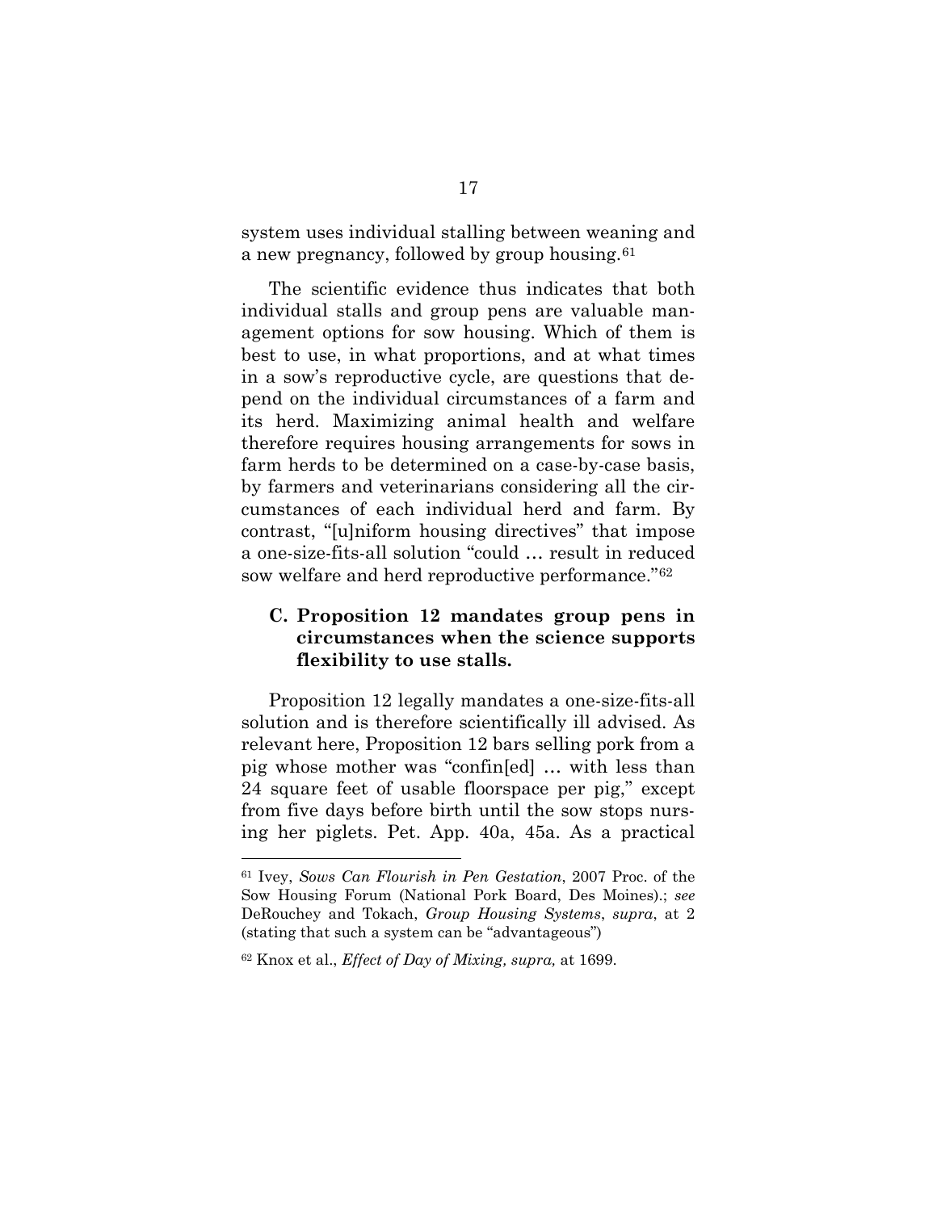system uses individual stalling between weaning and a new pregnancy, followed by group housing.[61]

The scientific evidence thus indicates that both individual stalls and group pens are valuable management options for sow housing. Which of them is best to use, in what proportions, and at what times in a sow's reproductive cycle, are questions that depend on the individual circumstances of a farm and its herd. Maximizing animal health and welfare therefore requires housing arrangements for sows in farm herds to be determined on a case-by-case basis, by farmers and veterinarians considering all the circumstances of each individual herd and farm. By contrast, "[u]niform housing directives" that impose a one-size-fits-all solution "could … result in reduced sow welfare and herd reproductive performance."[62]

### C. Proposition 12 mandates group pens in circumstances when the science supports flexibility to use stalls.

Proposition 12 legally mandates a one-size-fits-all solution and is therefore scientifically ill advised. As relevant here, Proposition 12 bars selling pork from a pig whose mother was "confin[ed] … with less than 24 square feet of usable floorspace per pig," except from five days before birth until the sow stops nursing her piglets. Pet. App. 40a, 45a. As a practical

---

[61] Ivey, *Sows Can Flourish in Pen Gestation*, 2007 Proc. of the Sow Housing Forum (National Pork Board, Des Moines).; *see* DeRouchey and Tokach, *Group Housing Systems*, *supra*, at 2 (stating that such a system can be "advantageous")

[62] Knox et al., *Effect of Day of Mixing, supra,* at 1699.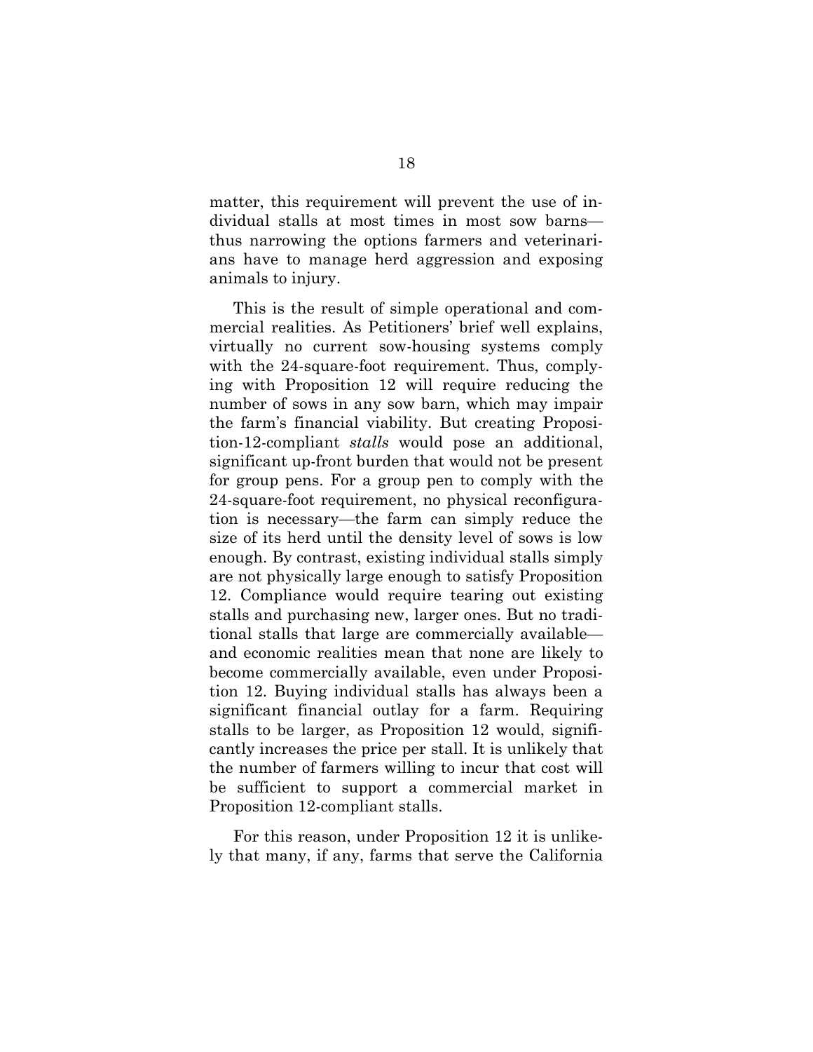matter, this requirement will prevent the use of individual stalls at most times in most sow barns—thus narrowing the options farmers and veterinarians have to manage herd aggression and exposing animals to injury.

This is the result of simple operational and commercial realities. As Petitioners' brief well explains, virtually no current sow-housing systems comply with the 24-square-foot requirement. Thus, complying with Proposition 12 will require reducing the number of sows in any sow barn, which may impair the farm's financial viability. But creating Proposition-12-compliant *stalls* would pose an additional, significant up-front burden that would not be present for group pens. For a group pen to comply with the 24-square-foot requirement, no physical reconfiguration is necessary—the farm can simply reduce the size of its herd until the density level of sows is low enough. By contrast, existing individual stalls simply are not physically large enough to satisfy Proposition 12. Compliance would require tearing out existing stalls and purchasing new, larger ones. But no traditional stalls that large are commercially available—and economic realities mean that none are likely to become commercially available, even under Proposition 12. Buying individual stalls has always been a significant financial outlay for a farm. Requiring stalls to be larger, as Proposition 12 would, significantly increases the price per stall. It is unlikely that the number of farmers willing to incur that cost will be sufficient to support a commercial market in Proposition 12-compliant stalls.

For this reason, under Proposition 12 it is unlikely that many, if any, farms that serve the California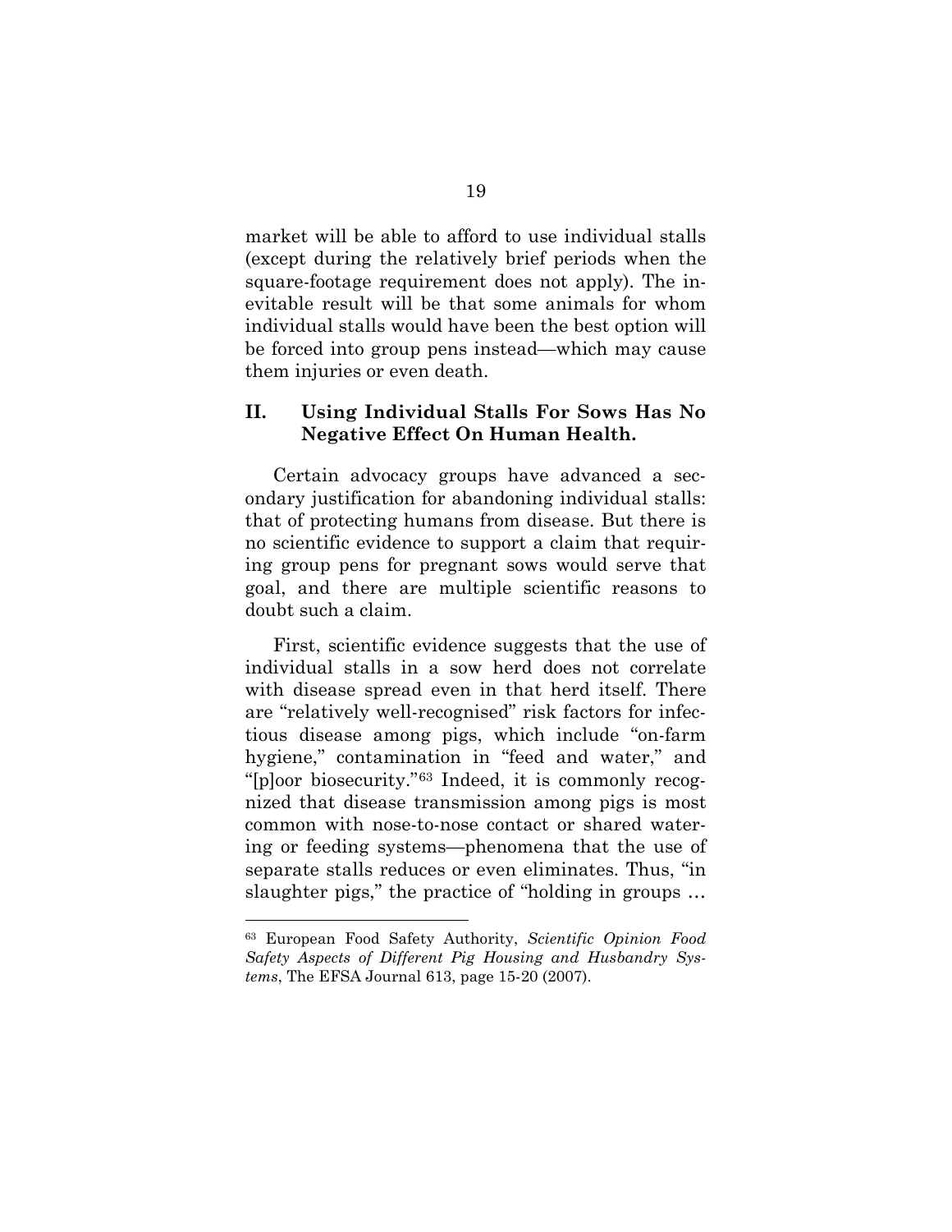market will be able to afford to use individual stalls (except during the relatively brief periods when the square-footage requirement does not apply). The inevitable result will be that some animals for whom individual stalls would have been the best option will be forced into group pens instead—which may cause them injuries or even death.

## II. Using Individual Stalls For Sows Has No Negative Effect On Human Health.

Certain advocacy groups have advanced a secondary justification for abandoning individual stalls: that of protecting humans from disease. But there is no scientific evidence to support a claim that requiring group pens for pregnant sows would serve that goal, and there are multiple scientific reasons to doubt such a claim.

First, scientific evidence suggests that the use of individual stalls in a sow herd does not correlate with disease spread even in that herd itself. There are "relatively well-recognised" risk factors for infectious disease among pigs, which include "on-farm hygiene," contamination in "feed and water," and "[p]oor biosecurity."[63] Indeed, it is commonly recognized that disease transmission among pigs is most common with nose-to-nose contact or shared watering or feeding systems—phenomena that the use of separate stalls reduces or even eliminates. Thus, "in slaughter pigs," the practice of "holding in groups …

---

[63] European Food Safety Authority, *Scientific Opinion Food Safety Aspects of Different Pig Housing and Husbandry Systems*, The EFSA Journal 613, page 15-20 (2007).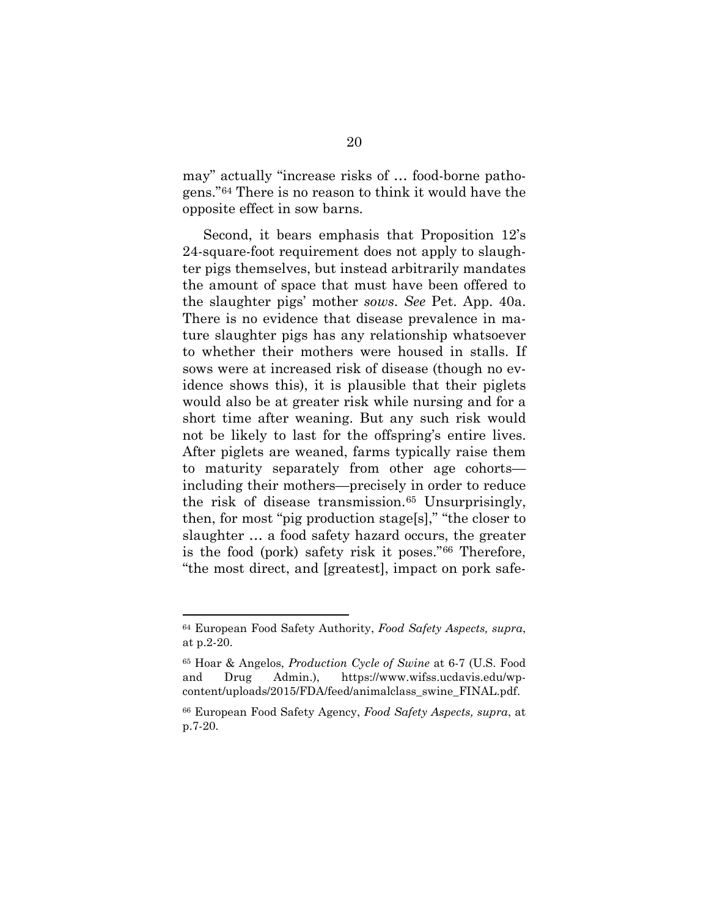may" actually "increase risks of … food-borne pathogens."[64] There is no reason to think it would have the opposite effect in sow barns.

Second, it bears emphasis that Proposition 12's 24-square-foot requirement does not apply to slaughter pigs themselves, but instead arbitrarily mandates the amount of space that must have been offered to the slaughter pigs' mother *sows*. *See* Pet. App. 40a. There is no evidence that disease prevalence in mature slaughter pigs has any relationship whatsoever to whether their mothers were housed in stalls. If sows were at increased risk of disease (though no evidence shows this), it is plausible that their piglets would also be at greater risk while nursing and for a short time after weaning. But any such risk would not be likely to last for the offspring's entire lives. After piglets are weaned, farms typically raise them to maturity separately from other age cohorts—including their mothers—precisely in order to reduce the risk of disease transmission.[65] Unsurprisingly, then, for most "pig production stage[s]," "the closer to slaughter … a food safety hazard occurs, the greater is the food (pork) safety risk it poses."[66] Therefore, "the most direct, and [greatest], impact on pork safe-

---

[64] European Food Safety Authority, *Food Safety Aspects, supra*, at p.2-20.

[65] Hoar & Angelos, *Production Cycle of Swine* at 6-7 (U.S. Food and Drug Admin.), https://www.wifss.ucdavis.edu/wp-content/uploads/2015/FDA/feed/animalclass_swine_FINAL.pdf.

[66] European Food Safety Agency, *Food Safety Aspects, supra*, at p.7-20.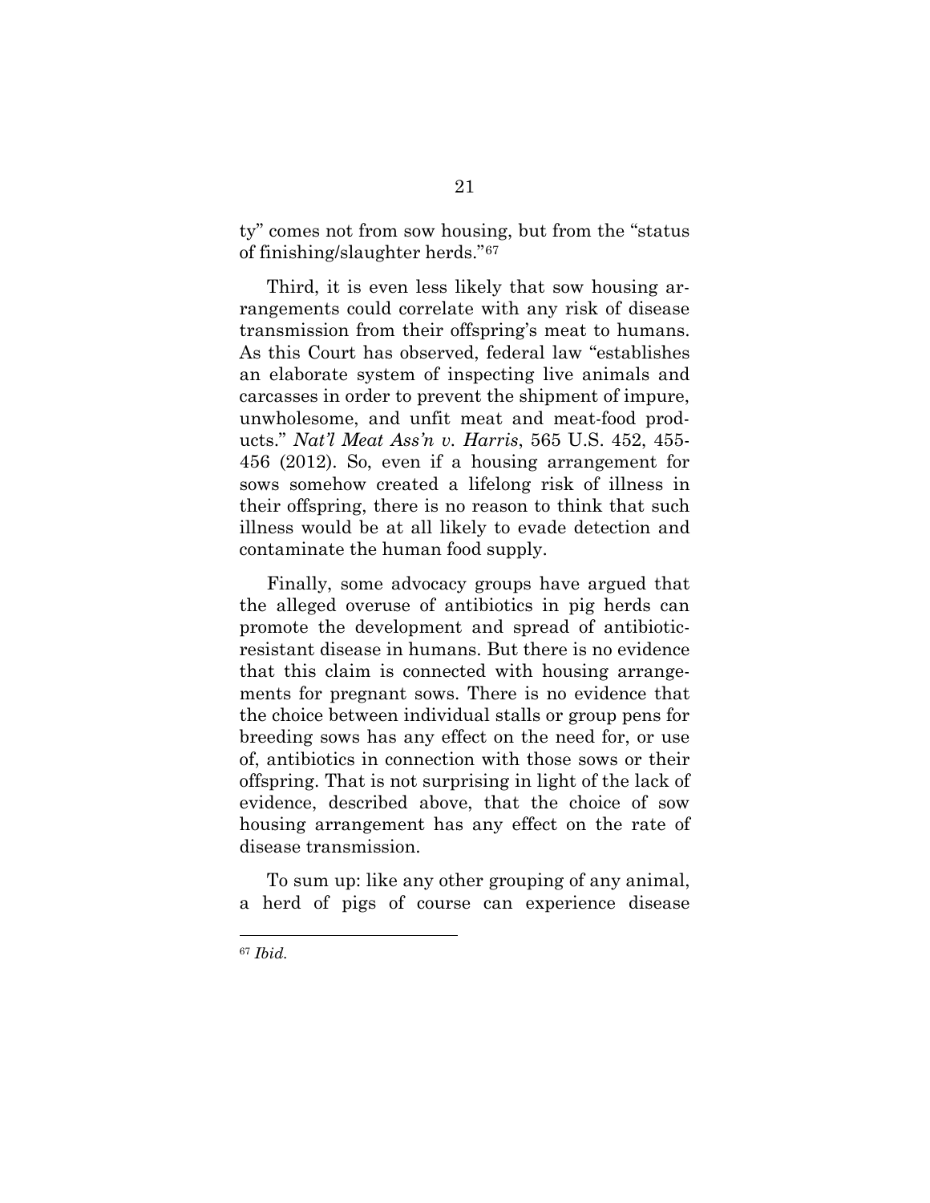ty" comes not from sow housing, but from the "status of finishing/slaughter herds."[67]

Third, it is even less likely that sow housing arrangements could correlate with any risk of disease transmission from their offspring's meat to humans. As this Court has observed, federal law "establishes an elaborate system of inspecting live animals and carcasses in order to prevent the shipment of impure, unwholesome, and unfit meat and meat-food products." *Nat'l Meat Ass'n v. Harris*, 565 U.S. 452, 455-456 (2012). So, even if a housing arrangement for sows somehow created a lifelong risk of illness in their offspring, there is no reason to think that such illness would be at all likely to evade detection and contaminate the human food supply.

Finally, some advocacy groups have argued that the alleged overuse of antibiotics in pig herds can promote the development and spread of antibiotic-resistant disease in humans. But there is no evidence that this claim is connected with housing arrangements for pregnant sows. There is no evidence that the choice between individual stalls or group pens for breeding sows has any effect on the need for, or use of, antibiotics in connection with those sows or their offspring. That is not surprising in light of the lack of evidence, described above, that the choice of sow housing arrangement has any effect on the rate of disease transmission.

To sum up: like any other grouping of any animal, a herd of pigs of course can experience disease

---

[67] *Ibid.*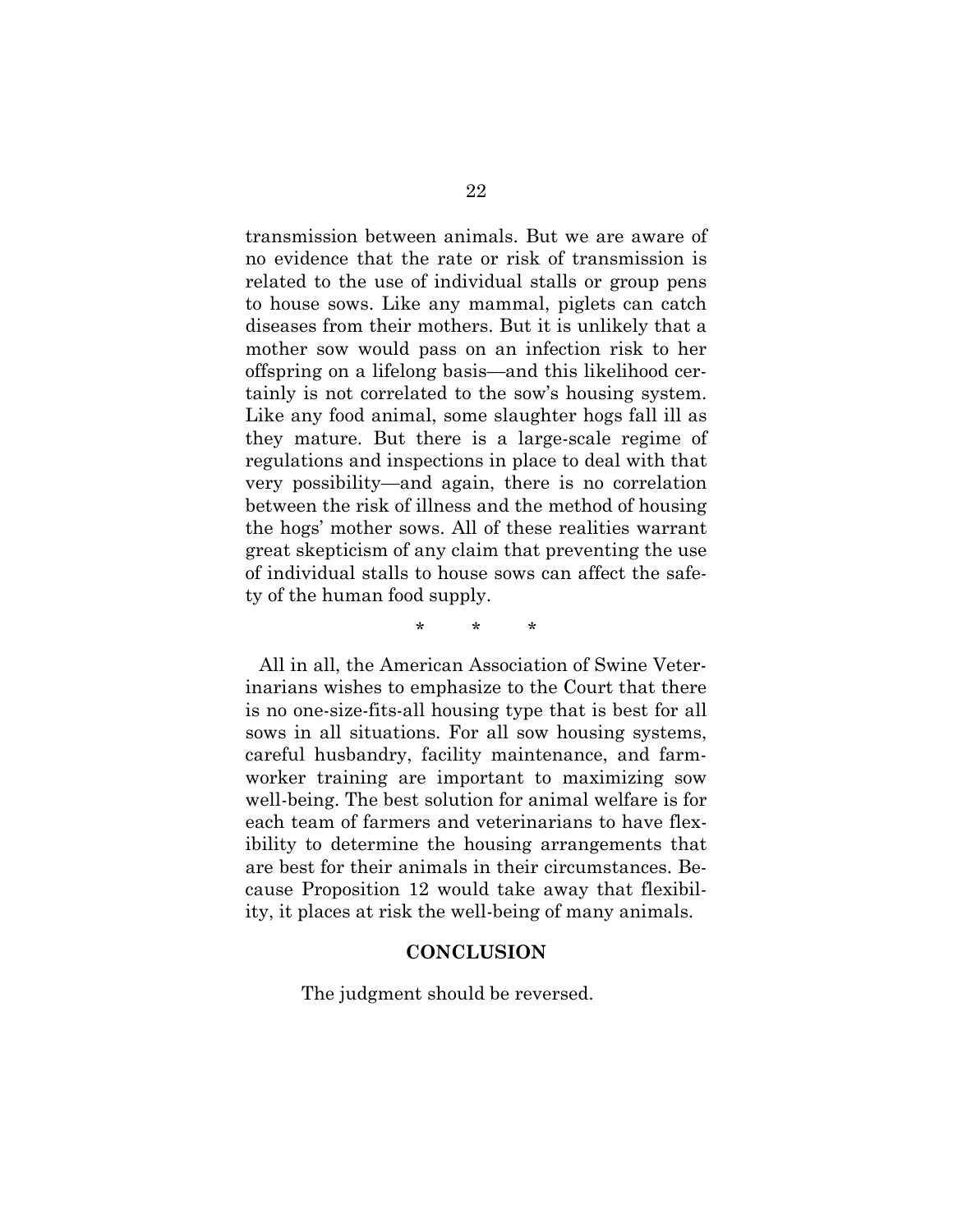transmission between animals. But we are aware of no evidence that the rate or risk of transmission is related to the use of individual stalls or group pens to house sows. Like any mammal, piglets can catch diseases from their mothers. But it is unlikely that a mother sow would pass on an infection risk to her offspring on a lifelong basis—and this likelihood certainly is not correlated to the sow's housing system. Like any food animal, some slaughter hogs fall ill as they mature. But there is a large-scale regime of regulations and inspections in place to deal with that very possibility—and again, there is no correlation between the risk of illness and the method of housing the hogs' mother sows. All of these realities warrant great skepticism of any claim that preventing the use of individual stalls to house sows can affect the safety of the human food supply.

\* \* \*

All in all, the American Association of Swine Veterinarians wishes to emphasize to the Court that there is no one-size-fits-all housing type that is best for all sows in all situations. For all sow housing systems, careful husbandry, facility maintenance, and farmworker training are important to maximizing sow well-being. The best solution for animal welfare is for each team of farmers and veterinarians to have flexibility to determine the housing arrangements that are best for their animals in their circumstances. Because Proposition 12 would take away that flexibility, it places at risk the well-being of many animals.

## CONCLUSION

The judgment should be reversed.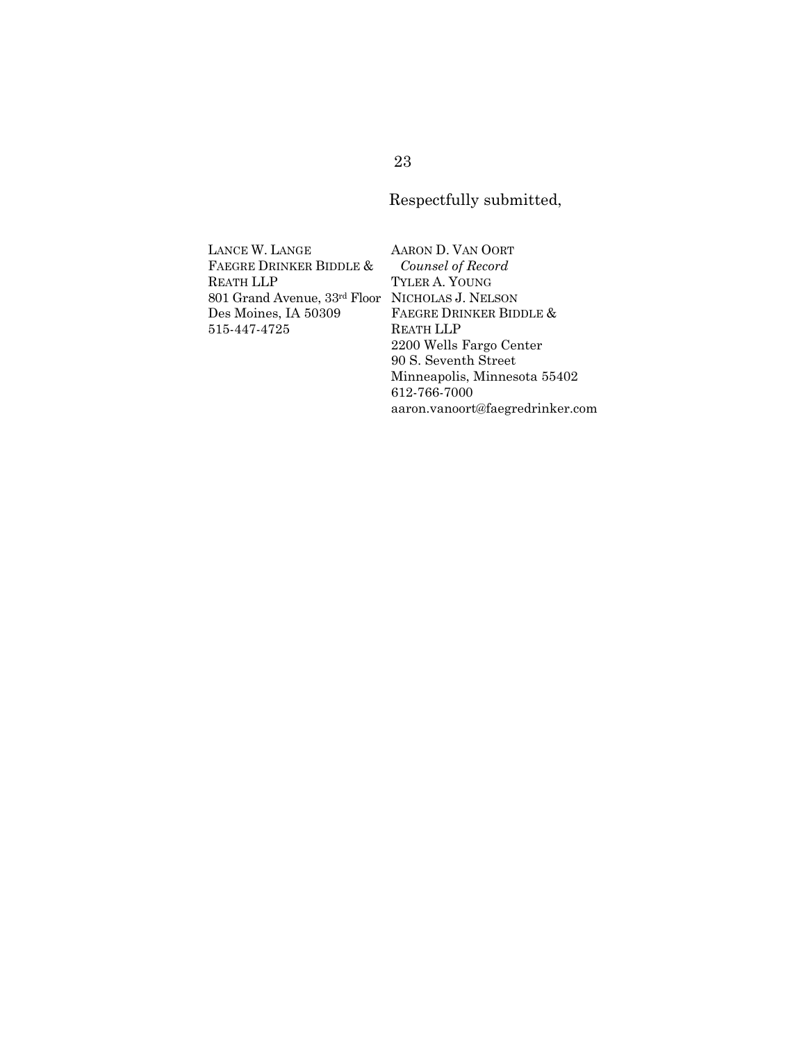Respectfully submitted,

LANCE W. LANGE
FAEGRE DRINKER BIDDLE & REATH LLP
801 Grand Avenue, 33rd Floor
Des Moines, IA 50309
515-447-4725

AARON D. VAN OORT
*Counsel of Record*
TYLER A. YOUNG
NICHOLAS J. NELSON
FAEGRE DRINKER BIDDLE & REATH LLP
2200 Wells Fargo Center
90 S. Seventh Street
Minneapolis, Minnesota 55402
612-766-7000
aaron.vanoort@faegredrinker.com